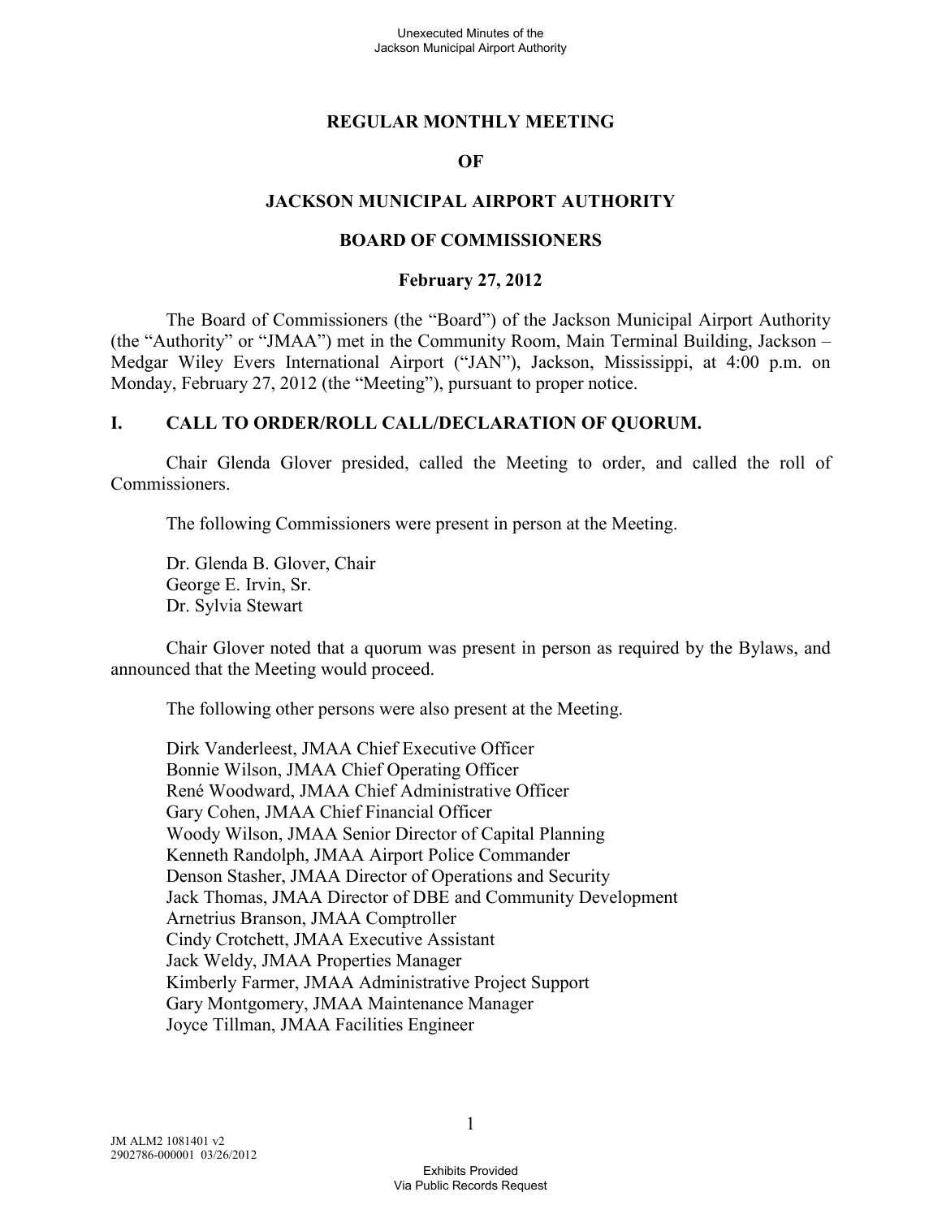# REGULAR MONTHLY MEETING

# OF

# JACKSON MUNICIPAL AIRPORT AUTHORITY

# BOARD OF COMMISSIONERS

## February 27, 2012

The Board of Commissioners (the "Board") of the Jackson Municipal Airport Authority (the "Authority" or "JMAA") met in the Community Room, Main Terminal Building, Jackson – Medgar Wiley Evers International Airport ("JAN"), Jackson, Mississippi, at 4:00 p.m. on Monday, February 27, 2012 (the "Meeting"), pursuant to proper notice.

## I. CALL TO ORDER/ROLL CALL/DECLARATION OF QUORUM.

Chair Glenda Glover presided, called the Meeting to order, and called the roll of Commissioners.

The following Commissioners were present in person at the Meeting.

Dr. Glenda B. Glover, Chair
George E. Irvin, Sr.
Dr. Sylvia Stewart

Chair Glover noted that a quorum was present in person as required by the Bylaws, and announced that the Meeting would proceed.

The following other persons were also present at the Meeting.

Dirk Vanderleest, JMAA Chief Executive Officer
Bonnie Wilson, JMAA Chief Operating Officer
René Woodward, JMAA Chief Administrative Officer
Gary Cohen, JMAA Chief Financial Officer
Woody Wilson, JMAA Senior Director of Capital Planning
Kenneth Randolph, JMAA Airport Police Commander
Denson Stasher, JMAA Director of Operations and Security
Jack Thomas, JMAA Director of DBE and Community Development
Arnetrius Branson, JMAA Comptroller
Cindy Crotchett, JMAA Executive Assistant
Jack Weldy, JMAA Properties Manager
Kimberly Farmer, JMAA Administrative Project Support
Gary Montgomery, JMAA Maintenance Manager
Joyce Tillman, JMAA Facilities Engineer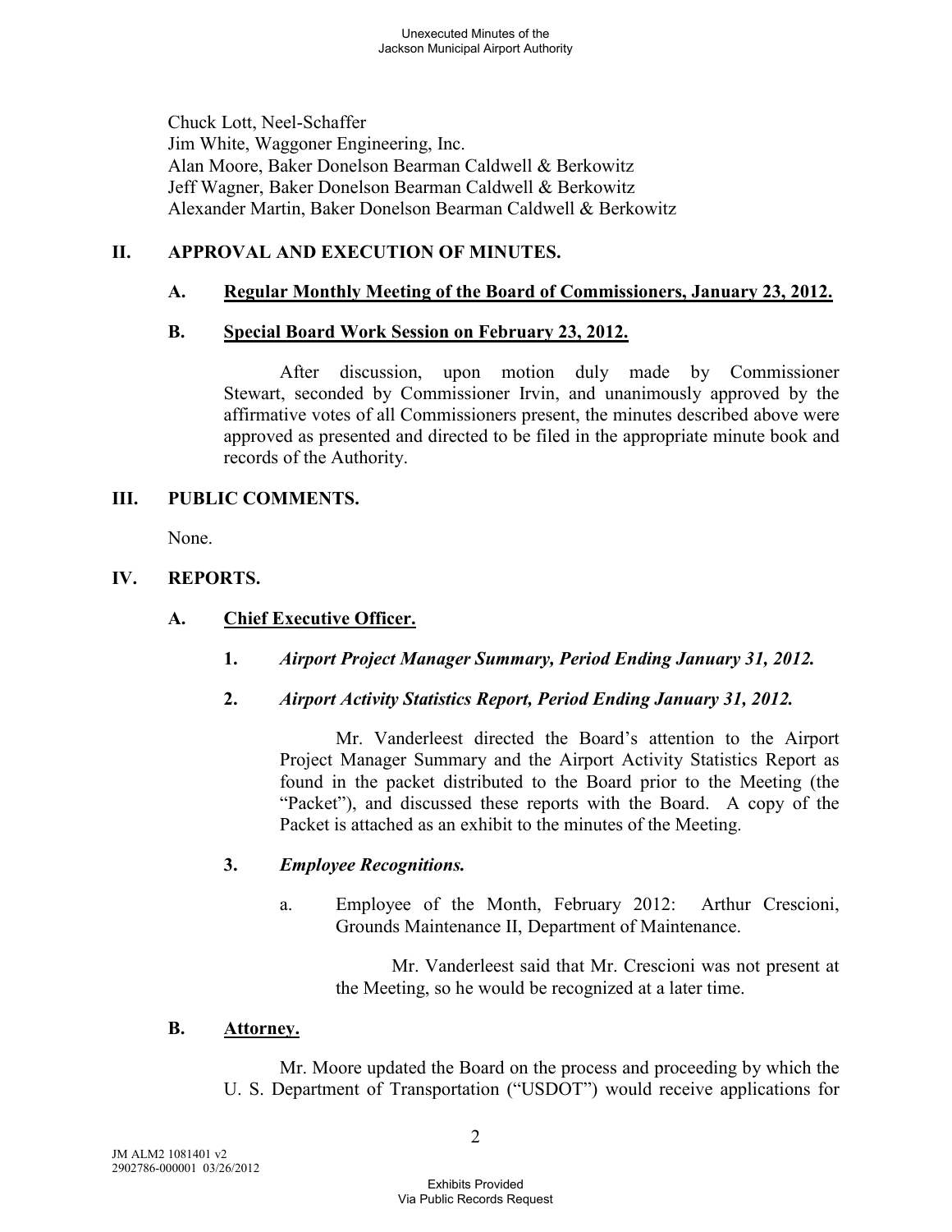Chuck Lott, Neel-Schaffer
Jim White, Waggoner Engineering, Inc.
Alan Moore, Baker Donelson Bearman Caldwell & Berkowitz
Jeff Wagner, Baker Donelson Bearman Caldwell & Berkowitz
Alexander Martin, Baker Donelson Bearman Caldwell & Berkowitz

## II. APPROVAL AND EXECUTION OF MINUTES.

### A. Regular Monthly Meeting of the Board of Commissioners, January 23, 2012.

### B. Special Board Work Session on February 23, 2012.

After discussion, upon motion duly made by Commissioner Stewart, seconded by Commissioner Irvin, and unanimously approved by the affirmative votes of all Commissioners present, the minutes described above were approved as presented and directed to be filed in the appropriate minute book and records of the Authority.

## III. PUBLIC COMMENTS.

None.

## IV. REPORTS.

### A. Chief Executive Officer.

**1.** ***Airport Project Manager Summary, Period Ending January 31, 2012.***

**2.** ***Airport Activity Statistics Report, Period Ending January 31, 2012.***

Mr. Vanderleest directed the Board's attention to the Airport Project Manager Summary and the Airport Activity Statistics Report as found in the packet distributed to the Board prior to the Meeting (the "Packet"), and discussed these reports with the Board. A copy of the Packet is attached as an exhibit to the minutes of the Meeting.

**3.** ***Employee Recognitions.***

a. Employee of the Month, February 2012: Arthur Crescioni, Grounds Maintenance II, Department of Maintenance.

Mr. Vanderleest said that Mr. Crescioni was not present at the Meeting, so he would be recognized at a later time.

### B. Attorney.

Mr. Moore updated the Board on the process and proceeding by which the U. S. Department of Transportation ("USDOT") would receive applications for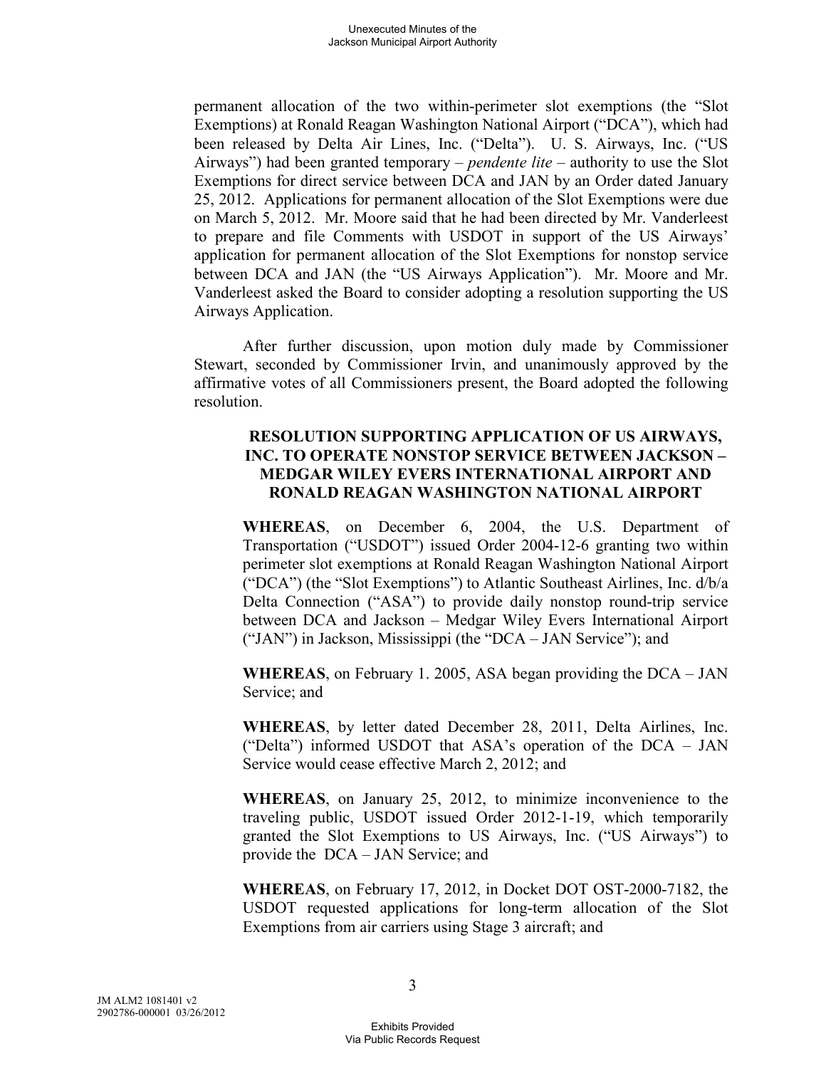permanent allocation of the two within-perimeter slot exemptions (the "Slot Exemptions) at Ronald Reagan Washington National Airport ("DCA"), which had been released by Delta Air Lines, Inc. ("Delta"). U. S. Airways, Inc. ("US Airways") had been granted temporary – *pendente lite* – authority to use the Slot Exemptions for direct service between DCA and JAN by an Order dated January 25, 2012. Applications for permanent allocation of the Slot Exemptions were due on March 5, 2012. Mr. Moore said that he had been directed by Mr. Vanderleest to prepare and file Comments with USDOT in support of the US Airways' application for permanent allocation of the Slot Exemptions for nonstop service between DCA and JAN (the "US Airways Application"). Mr. Moore and Mr. Vanderleest asked the Board to consider adopting a resolution supporting the US Airways Application.

After further discussion, upon motion duly made by Commissioner Stewart, seconded by Commissioner Irvin, and unanimously approved by the affirmative votes of all Commissioners present, the Board adopted the following resolution.

**RESOLUTION SUPPORTING APPLICATION OF US AIRWAYS, INC. TO OPERATE NONSTOP SERVICE BETWEEN JACKSON – MEDGAR WILEY EVERS INTERNATIONAL AIRPORT AND RONALD REAGAN WASHINGTON NATIONAL AIRPORT**

**WHEREAS**, on December 6, 2004, the U.S. Department of Transportation ("USDOT") issued Order 2004-12-6 granting two within perimeter slot exemptions at Ronald Reagan Washington National Airport ("DCA") (the "Slot Exemptions") to Atlantic Southeast Airlines, Inc. d/b/a Delta Connection ("ASA") to provide daily nonstop round-trip service between DCA and Jackson – Medgar Wiley Evers International Airport ("JAN") in Jackson, Mississippi (the "DCA – JAN Service"); and

**WHEREAS**, on February 1. 2005, ASA began providing the DCA – JAN Service; and

**WHEREAS**, by letter dated December 28, 2011, Delta Airlines, Inc. ("Delta") informed USDOT that ASA's operation of the DCA – JAN Service would cease effective March 2, 2012; and

**WHEREAS**, on January 25, 2012, to minimize inconvenience to the traveling public, USDOT issued Order 2012-1-19, which temporarily granted the Slot Exemptions to US Airways, Inc. ("US Airways") to provide the DCA – JAN Service; and

**WHEREAS**, on February 17, 2012, in Docket DOT OST-2000-7182, the USDOT requested applications for long-term allocation of the Slot Exemptions from air carriers using Stage 3 aircraft; and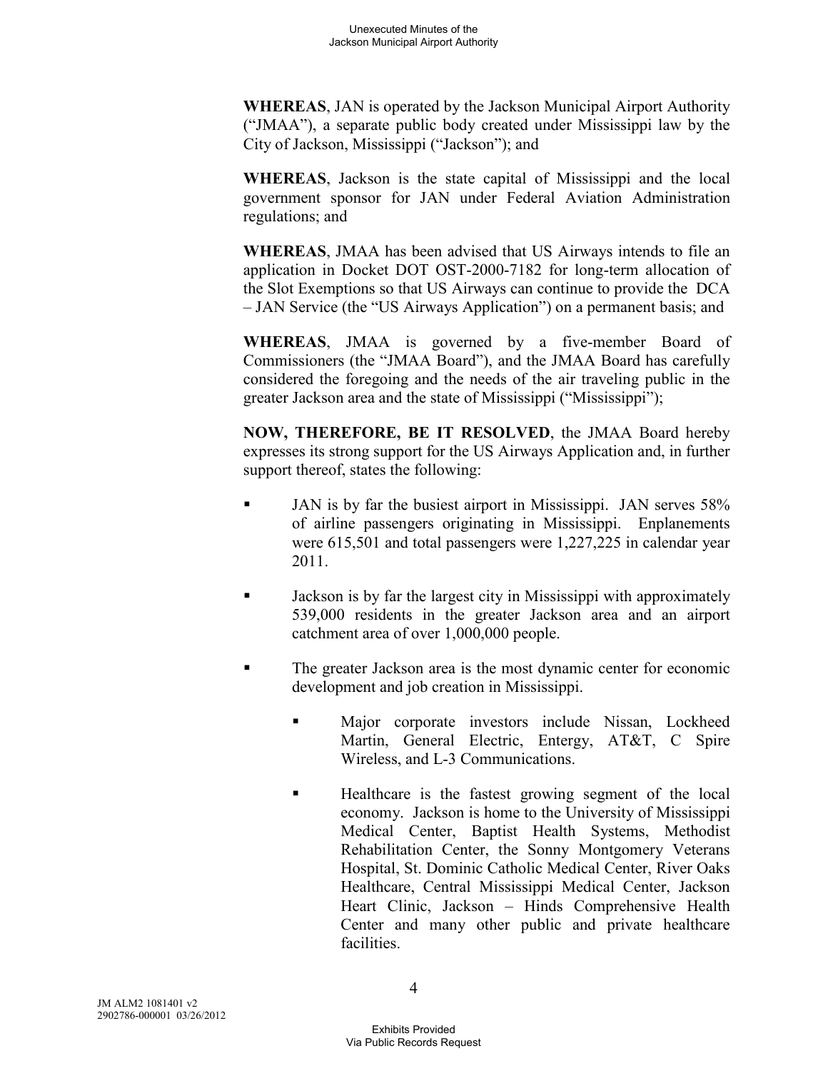**WHEREAS**, JAN is operated by the Jackson Municipal Airport Authority ("JMAA"), a separate public body created under Mississippi law by the City of Jackson, Mississippi ("Jackson"); and

**WHEREAS**, Jackson is the state capital of Mississippi and the local government sponsor for JAN under Federal Aviation Administration regulations; and

**WHEREAS**, JMAA has been advised that US Airways intends to file an application in Docket DOT OST-2000-7182 for long-term allocation of the Slot Exemptions so that US Airways can continue to provide the DCA – JAN Service (the "US Airways Application") on a permanent basis; and

**WHEREAS**, JMAA is governed by a five-member Board of Commissioners (the "JMAA Board"), and the JMAA Board has carefully considered the foregoing and the needs of the air traveling public in the greater Jackson area and the state of Mississippi ("Mississippi");

**NOW, THEREFORE, BE IT RESOLVED**, the JMAA Board hereby expresses its strong support for the US Airways Application and, in further support thereof, states the following:

- JAN is by far the busiest airport in Mississippi. JAN serves 58% of airline passengers originating in Mississippi. Enplanements were 615,501 and total passengers were 1,227,225 in calendar year 2011.
- Jackson is by far the largest city in Mississippi with approximately 539,000 residents in the greater Jackson area and an airport catchment area of over 1,000,000 people.
- The greater Jackson area is the most dynamic center for economic development and job creation in Mississippi.
  - Major corporate investors include Nissan, Lockheed Martin, General Electric, Entergy, AT&T, C Spire Wireless, and L-3 Communications.
  - Healthcare is the fastest growing segment of the local economy. Jackson is home to the University of Mississippi Medical Center, Baptist Health Systems, Methodist Rehabilitation Center, the Sonny Montgomery Veterans Hospital, St. Dominic Catholic Medical Center, River Oaks Healthcare, Central Mississippi Medical Center, Jackson Heart Clinic, Jackson – Hinds Comprehensive Health Center and many other public and private healthcare facilities.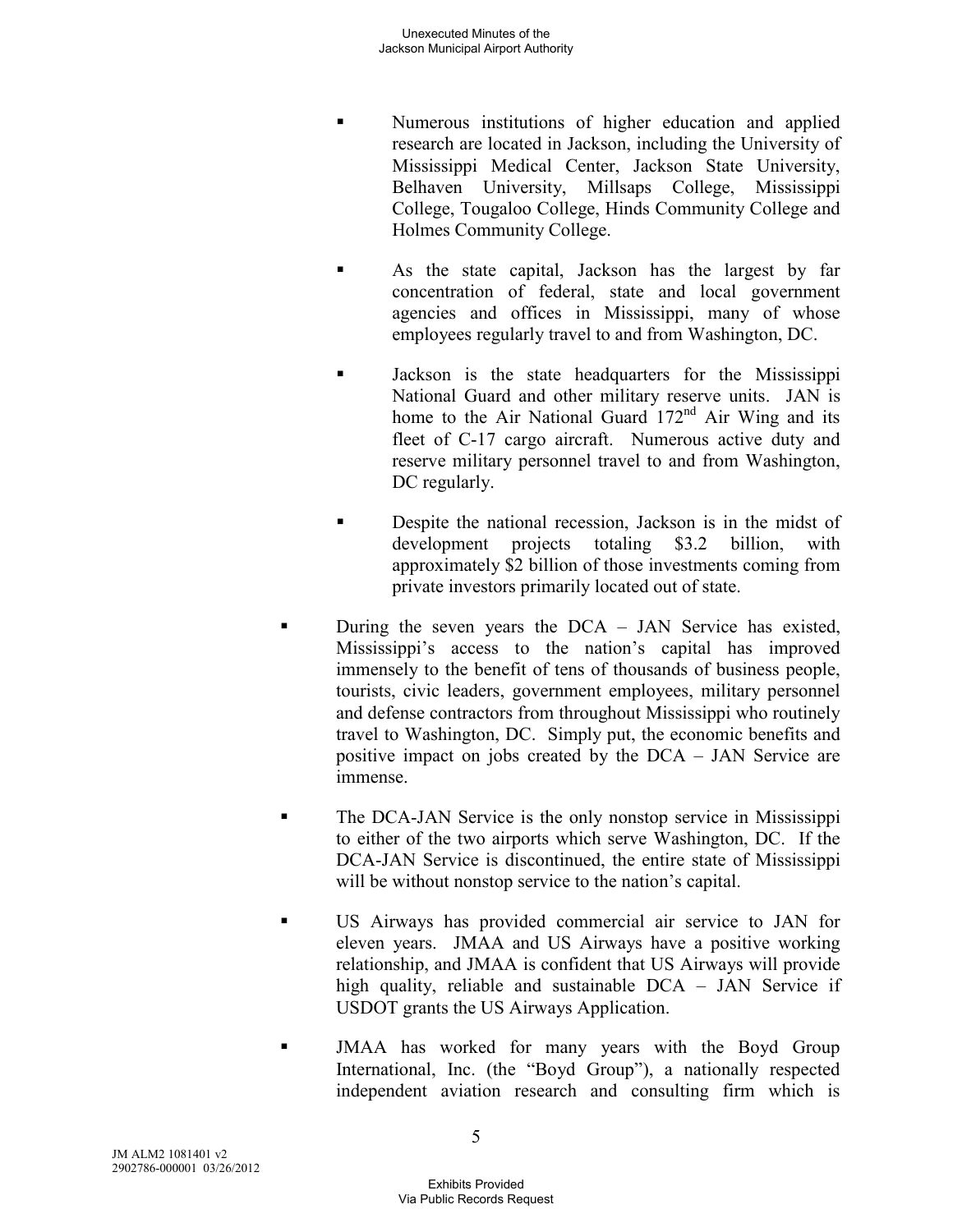- Numerous institutions of higher education and applied research are located in Jackson, including the University of Mississippi Medical Center, Jackson State University, Belhaven University, Millsaps College, Mississippi College, Tougaloo College, Hinds Community College and Holmes Community College.

  - As the state capital, Jackson has the largest by far concentration of federal, state and local government agencies and offices in Mississippi, many of whose employees regularly travel to and from Washington, DC.

  - Jackson is the state headquarters for the Mississippi National Guard and other military reserve units. JAN is home to the Air National Guard 172nd Air Wing and its fleet of C-17 cargo aircraft. Numerous active duty and reserve military personnel travel to and from Washington, DC regularly.

  - Despite the national recession, Jackson is in the midst of development projects totaling $3.2 billion, with approximately $2 billion of those investments coming from private investors primarily located out of state.

- During the seven years the DCA – JAN Service has existed, Mississippi's access to the nation's capital has improved immensely to the benefit of tens of thousands of business people, tourists, civic leaders, government employees, military personnel and defense contractors from throughout Mississippi who routinely travel to Washington, DC. Simply put, the economic benefits and positive impact on jobs created by the DCA – JAN Service are immense.

- The DCA-JAN Service is the only nonstop service in Mississippi to either of the two airports which serve Washington, DC. If the DCA-JAN Service is discontinued, the entire state of Mississippi will be without nonstop service to the nation's capital.

- US Airways has provided commercial air service to JAN for eleven years. JMAA and US Airways have a positive working relationship, and JMAA is confident that US Airways will provide high quality, reliable and sustainable DCA – JAN Service if USDOT grants the US Airways Application.

- JMAA has worked for many years with the Boyd Group International, Inc. (the "Boyd Group"), a nationally respected independent aviation research and consulting firm which is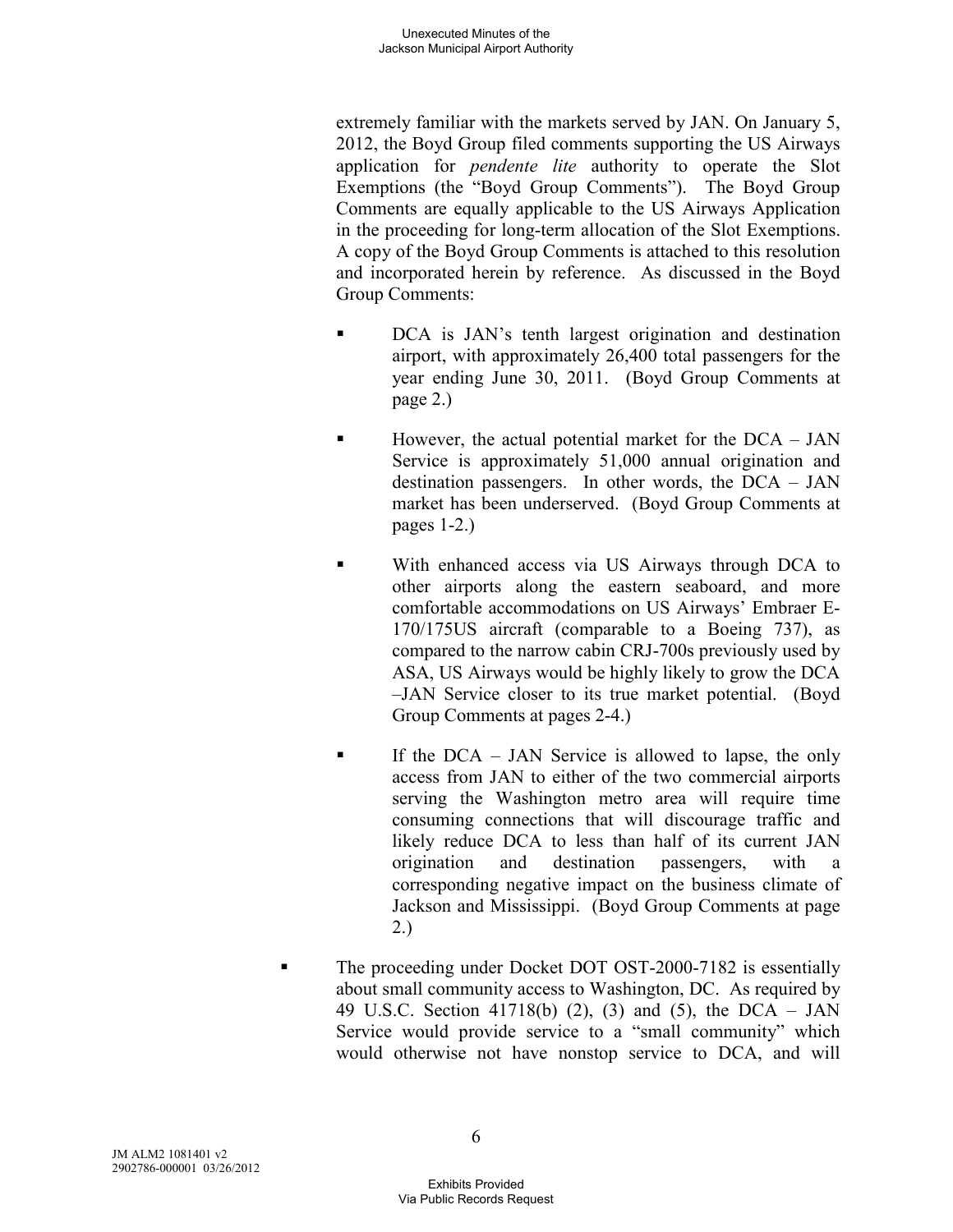extremely familiar with the markets served by JAN. On January 5, 2012, the Boyd Group filed comments supporting the US Airways application for *pendente lite* authority to operate the Slot Exemptions (the "Boyd Group Comments"). The Boyd Group Comments are equally applicable to the US Airways Application in the proceeding for long-term allocation of the Slot Exemptions. A copy of the Boyd Group Comments is attached to this resolution and incorporated herein by reference. As discussed in the Boyd Group Comments:

- DCA is JAN's tenth largest origination and destination airport, with approximately 26,400 total passengers for the year ending June 30, 2011. (Boyd Group Comments at page 2.)

- However, the actual potential market for the DCA – JAN Service is approximately 51,000 annual origination and destination passengers. In other words, the DCA – JAN market has been underserved. (Boyd Group Comments at pages 1-2.)

- With enhanced access via US Airways through DCA to other airports along the eastern seaboard, and more comfortable accommodations on US Airways' Embraer E-170/175US aircraft (comparable to a Boeing 737), as compared to the narrow cabin CRJ-700s previously used by ASA, US Airways would be highly likely to grow the DCA –JAN Service closer to its true market potential. (Boyd Group Comments at pages 2-4.)

- If the DCA – JAN Service is allowed to lapse, the only access from JAN to either of the two commercial airports serving the Washington metro area will require time consuming connections that will discourage traffic and likely reduce DCA to less than half of its current JAN origination and destination passengers, with a corresponding negative impact on the business climate of Jackson and Mississippi. (Boyd Group Comments at page 2.)

- The proceeding under Docket DOT OST-2000-7182 is essentially about small community access to Washington, DC. As required by 49 U.S.C. Section 41718(b) (2), (3) and (5), the DCA – JAN Service would provide service to a "small community" which would otherwise not have nonstop service to DCA, and will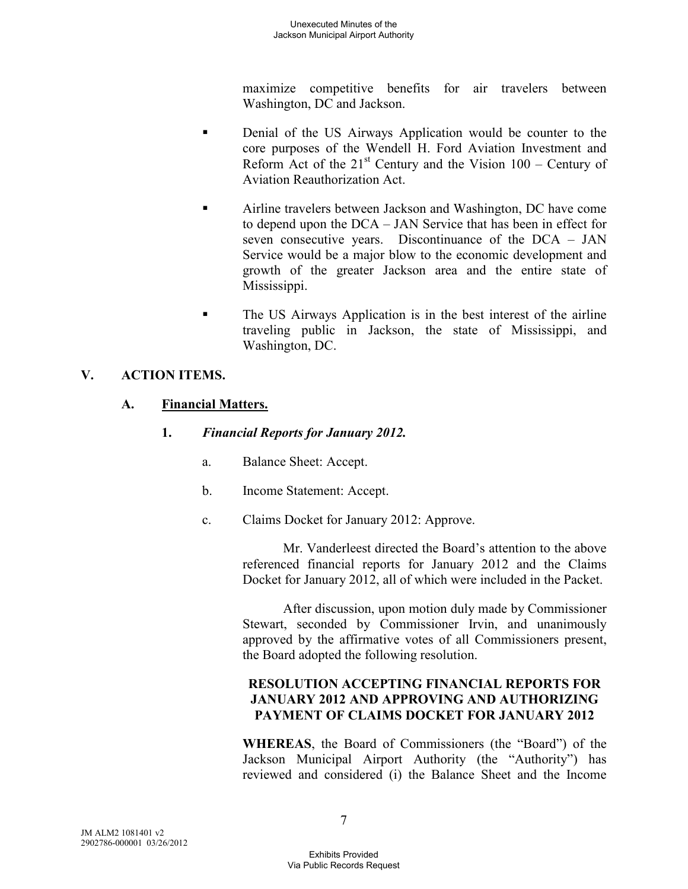maximize competitive benefits for air travelers between Washington, DC and Jackson.

- Denial of the US Airways Application would be counter to the core purposes of the Wendell H. Ford Aviation Investment and Reform Act of the 21st Century and the Vision 100 – Century of Aviation Reauthorization Act.

- Airline travelers between Jackson and Washington, DC have come to depend upon the DCA – JAN Service that has been in effect for seven consecutive years. Discontinuance of the DCA – JAN Service would be a major blow to the economic development and growth of the greater Jackson area and the entire state of Mississippi.

- The US Airways Application is in the best interest of the airline traveling public in Jackson, the state of Mississippi, and Washington, DC.

## V. ACTION ITEMS.

### A. Financial Matters.

#### 1. *Financial Reports for January 2012.*

a. Balance Sheet: Accept.

b. Income Statement: Accept.

c. Claims Docket for January 2012: Approve.

Mr. Vanderleest directed the Board's attention to the above referenced financial reports for January 2012 and the Claims Docket for January 2012, all of which were included in the Packet.

After discussion, upon motion duly made by Commissioner Stewart, seconded by Commissioner Irvin, and unanimously approved by the affirmative votes of all Commissioners present, the Board adopted the following resolution.

**RESOLUTION ACCEPTING FINANCIAL REPORTS FOR JANUARY 2012 AND APPROVING AND AUTHORIZING PAYMENT OF CLAIMS DOCKET FOR JANUARY 2012**

**WHEREAS**, the Board of Commissioners (the "Board") of the Jackson Municipal Airport Authority (the "Authority") has reviewed and considered (i) the Balance Sheet and the Income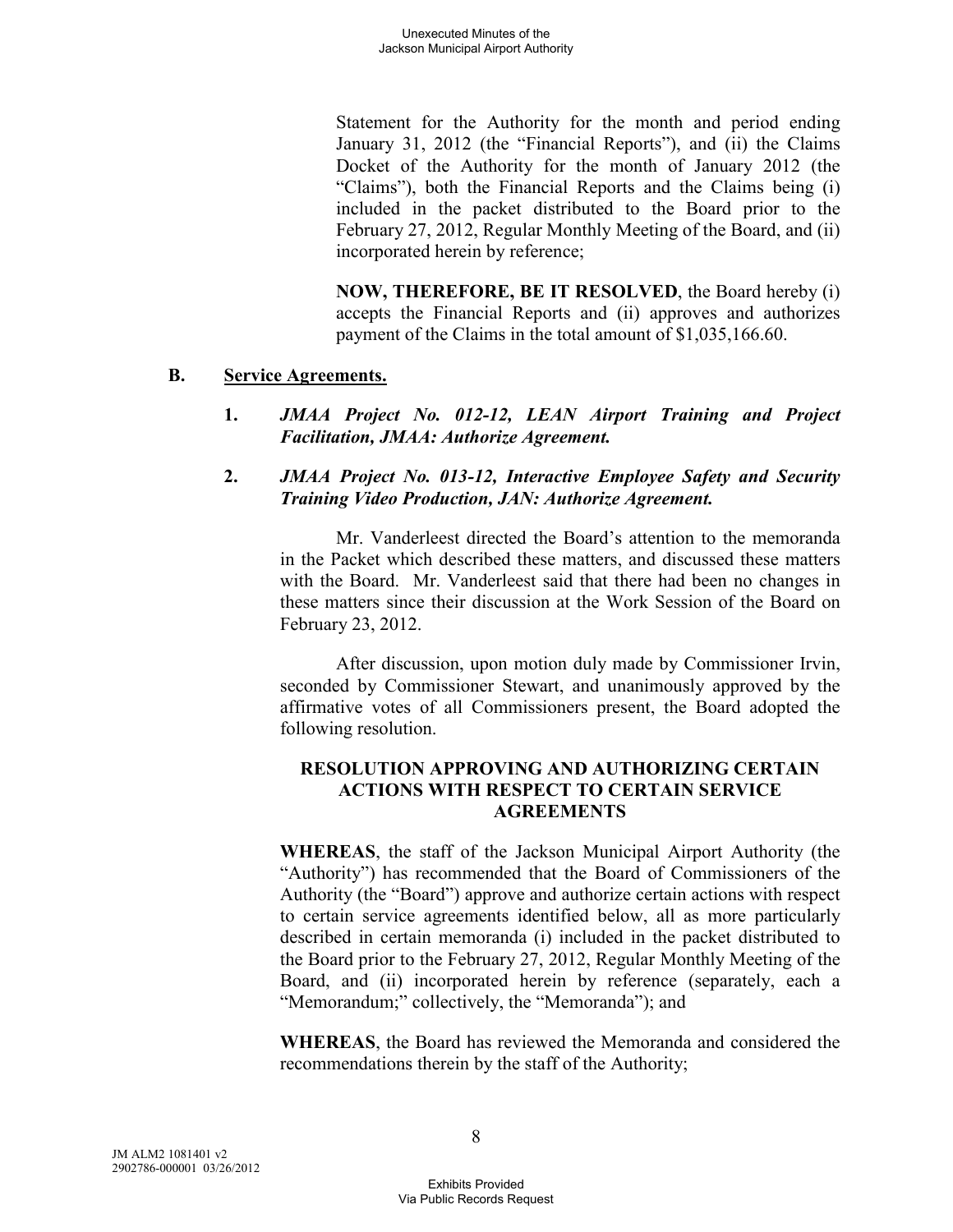Statement for the Authority for the month and period ending January 31, 2012 (the "Financial Reports"), and (ii) the Claims Docket of the Authority for the month of January 2012 (the "Claims"), both the Financial Reports and the Claims being (i) included in the packet distributed to the Board prior to the February 27, 2012, Regular Monthly Meeting of the Board, and (ii) incorporated herein by reference;

**NOW, THEREFORE, BE IT RESOLVED**, the Board hereby (i) accepts the Financial Reports and (ii) approves and authorizes payment of the Claims in the total amount of $1,035,166.60.

**B. Service Agreements.**

**1.** ***JMAA Project No. 012-12, LEAN Airport Training and Project Facilitation, JMAA: Authorize Agreement.***

**2.** ***JMAA Project No. 013-12, Interactive Employee Safety and Security Training Video Production, JAN: Authorize Agreement.***

Mr. Vanderleest directed the Board's attention to the memoranda in the Packet which described these matters, and discussed these matters with the Board. Mr. Vanderleest said that there had been no changes in these matters since their discussion at the Work Session of the Board on February 23, 2012.

After discussion, upon motion duly made by Commissioner Irvin, seconded by Commissioner Stewart, and unanimously approved by the affirmative votes of all Commissioners present, the Board adopted the following resolution.

**RESOLUTION APPROVING AND AUTHORIZING CERTAIN ACTIONS WITH RESPECT TO CERTAIN SERVICE AGREEMENTS**

**WHEREAS**, the staff of the Jackson Municipal Airport Authority (the "Authority") has recommended that the Board of Commissioners of the Authority (the "Board") approve and authorize certain actions with respect to certain service agreements identified below, all as more particularly described in certain memoranda (i) included in the packet distributed to the Board prior to the February 27, 2012, Regular Monthly Meeting of the Board, and (ii) incorporated herein by reference (separately, each a "Memorandum;" collectively, the "Memoranda"); and

**WHEREAS**, the Board has reviewed the Memoranda and considered the recommendations therein by the staff of the Authority;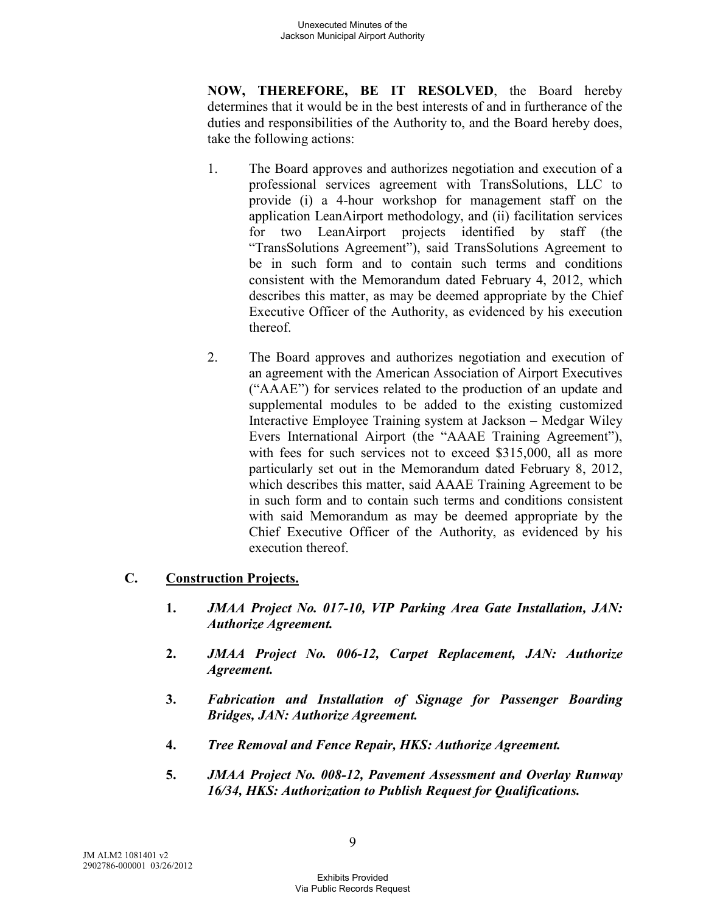**NOW, THEREFORE, BE IT RESOLVED**, the Board hereby determines that it would be in the best interests of and in furtherance of the duties and responsibilities of the Authority to, and the Board hereby does, take the following actions:

1. The Board approves and authorizes negotiation and execution of a professional services agreement with TransSolutions, LLC to provide (i) a 4-hour workshop for management staff on the application LeanAirport methodology, and (ii) facilitation services for two LeanAirport projects identified by staff (the "TransSolutions Agreement"), said TransSolutions Agreement to be in such form and to contain such terms and conditions consistent with the Memorandum dated February 4, 2012, which describes this matter, as may be deemed appropriate by the Chief Executive Officer of the Authority, as evidenced by his execution thereof.

2. The Board approves and authorizes negotiation and execution of an agreement with the American Association of Airport Executives ("AAAE") for services related to the production of an update and supplemental modules to be added to the existing customized Interactive Employee Training system at Jackson – Medgar Wiley Evers International Airport (the "AAAE Training Agreement"), with fees for such services not to exceed $315,000, all as more particularly set out in the Memorandum dated February 8, 2012, which describes this matter, said AAAE Training Agreement to be in such form and to contain such terms and conditions consistent with said Memorandum as may be deemed appropriate by the Chief Executive Officer of the Authority, as evidenced by his execution thereof.

## C. Construction Projects.

1. ***JMAA Project No. 017-10, VIP Parking Area Gate Installation, JAN: Authorize Agreement.***

2. ***JMAA Project No. 006-12, Carpet Replacement, JAN: Authorize Agreement.***

3. ***Fabrication and Installation of Signage for Passenger Boarding Bridges, JAN: Authorize Agreement.***

4. ***Tree Removal and Fence Repair, HKS: Authorize Agreement.***

5. ***JMAA Project No. 008-12, Pavement Assessment and Overlay Runway 16/34, HKS: Authorization to Publish Request for Qualifications.***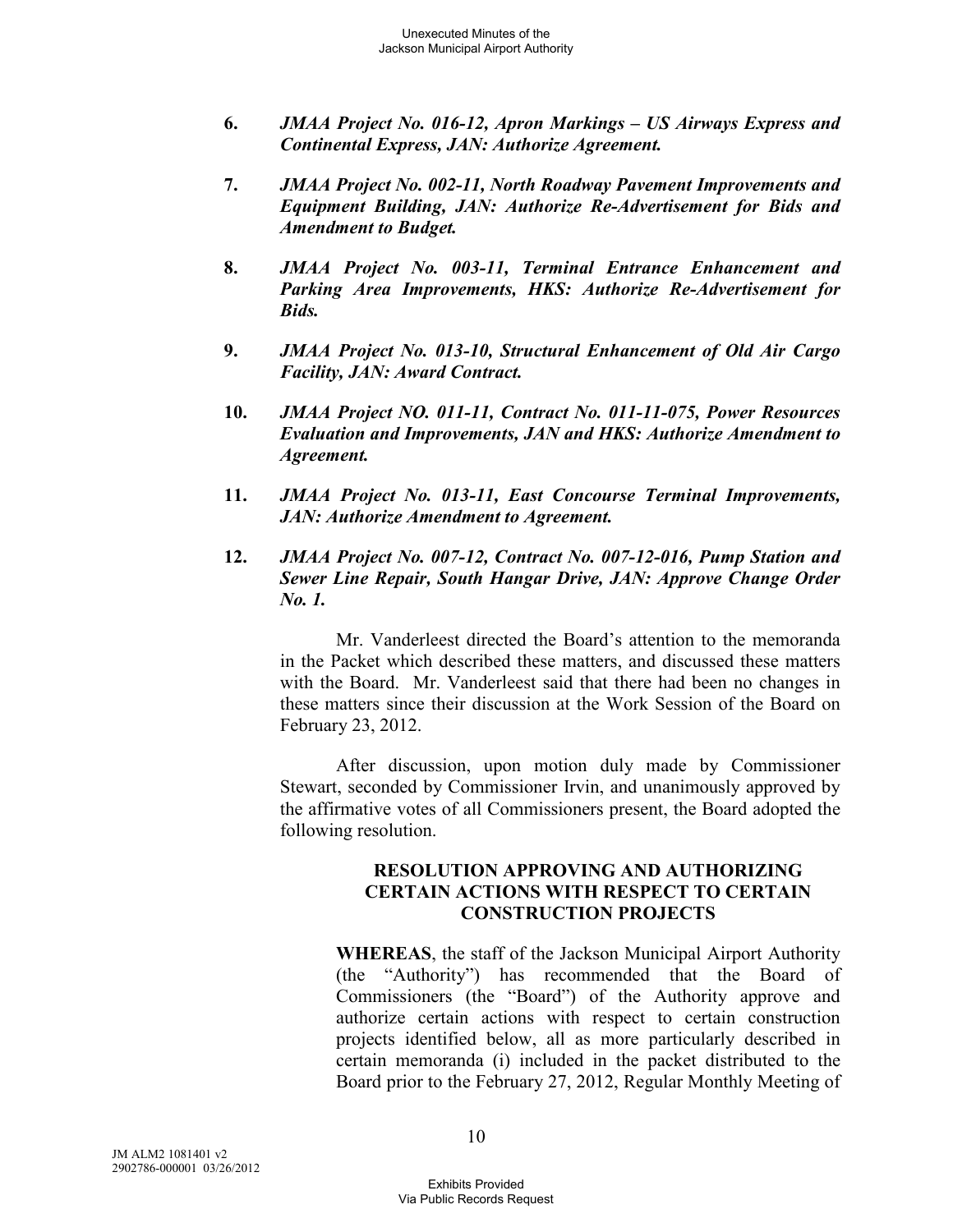**6.** ***JMAA Project No. 016-12, Apron Markings – US Airways Express and Continental Express, JAN: Authorize Agreement.***

**7.** ***JMAA Project No. 002-11, North Roadway Pavement Improvements and Equipment Building, JAN: Authorize Re-Advertisement for Bids and Amendment to Budget.***

**8.** ***JMAA Project No. 003-11, Terminal Entrance Enhancement and Parking Area Improvements, HKS: Authorize Re-Advertisement for Bids.***

**9.** ***JMAA Project No. 013-10, Structural Enhancement of Old Air Cargo Facility, JAN: Award Contract.***

**10.** ***JMAA Project NO. 011-11, Contract No. 011-11-075, Power Resources Evaluation and Improvements, JAN and HKS: Authorize Amendment to Agreement.***

**11.** ***JMAA Project No. 013-11, East Concourse Terminal Improvements, JAN: Authorize Amendment to Agreement.***

**12.** ***JMAA Project No. 007-12, Contract No. 007-12-016, Pump Station and Sewer Line Repair, South Hangar Drive, JAN: Approve Change Order No. 1.***

Mr. Vanderleest directed the Board's attention to the memoranda in the Packet which described these matters, and discussed these matters with the Board. Mr. Vanderleest said that there had been no changes in these matters since their discussion at the Work Session of the Board on February 23, 2012.

After discussion, upon motion duly made by Commissioner Stewart, seconded by Commissioner Irvin, and unanimously approved by the affirmative votes of all Commissioners present, the Board adopted the following resolution.

**RESOLUTION APPROVING AND AUTHORIZING CERTAIN ACTIONS WITH RESPECT TO CERTAIN CONSTRUCTION PROJECTS**

**WHEREAS**, the staff of the Jackson Municipal Airport Authority (the "Authority") has recommended that the Board of Commissioners (the "Board") of the Authority approve and authorize certain actions with respect to certain construction projects identified below, all as more particularly described in certain memoranda (i) included in the packet distributed to the Board prior to the February 27, 2012, Regular Monthly Meeting of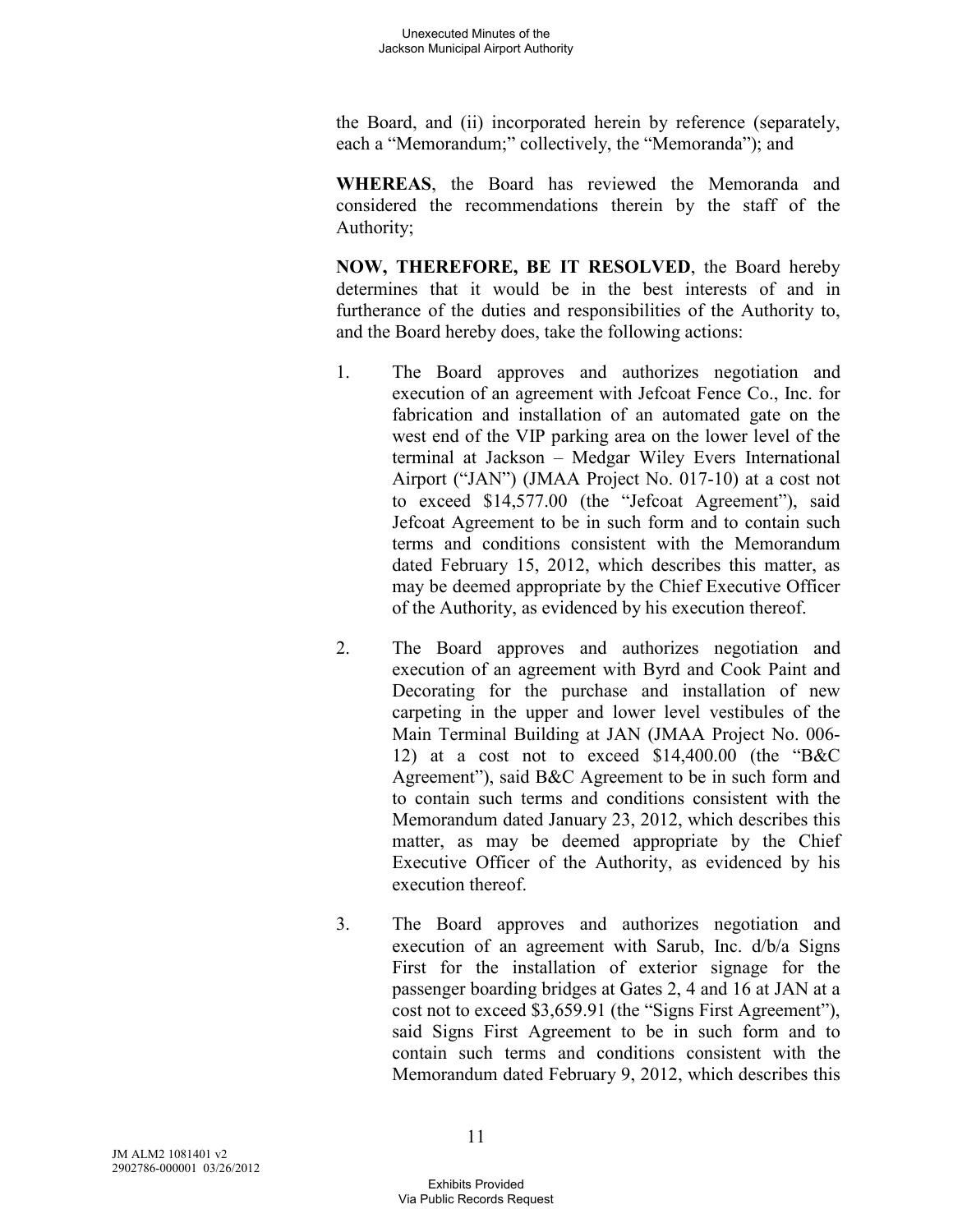the Board, and (ii) incorporated herein by reference (separately, each a "Memorandum;" collectively, the "Memoranda"); and

**WHEREAS**, the Board has reviewed the Memoranda and considered the recommendations therein by the staff of the Authority;

**NOW, THEREFORE, BE IT RESOLVED**, the Board hereby determines that it would be in the best interests of and in furtherance of the duties and responsibilities of the Authority to, and the Board hereby does, take the following actions:

1. The Board approves and authorizes negotiation and execution of an agreement with Jefcoat Fence Co., Inc. for fabrication and installation of an automated gate on the west end of the VIP parking area on the lower level of the terminal at Jackson – Medgar Wiley Evers International Airport ("JAN") (JMAA Project No. 017-10) at a cost not to exceed $14,577.00 (the "Jefcoat Agreement"), said Jefcoat Agreement to be in such form and to contain such terms and conditions consistent with the Memorandum dated February 15, 2012, which describes this matter, as may be deemed appropriate by the Chief Executive Officer of the Authority, as evidenced by his execution thereof.

2. The Board approves and authorizes negotiation and execution of an agreement with Byrd and Cook Paint and Decorating for the purchase and installation of new carpeting in the upper and lower level vestibules of the Main Terminal Building at JAN (JMAA Project No. 006-12) at a cost not to exceed $14,400.00 (the "B&C Agreement"), said B&C Agreement to be in such form and to contain such terms and conditions consistent with the Memorandum dated January 23, 2012, which describes this matter, as may be deemed appropriate by the Chief Executive Officer of the Authority, as evidenced by his execution thereof.

3. The Board approves and authorizes negotiation and execution of an agreement with Sarub, Inc. d/b/a Signs First for the installation of exterior signage for the passenger boarding bridges at Gates 2, 4 and 16 at JAN at a cost not to exceed $3,659.91 (the "Signs First Agreement"), said Signs First Agreement to be in such form and to contain such terms and conditions consistent with the Memorandum dated February 9, 2012, which describes this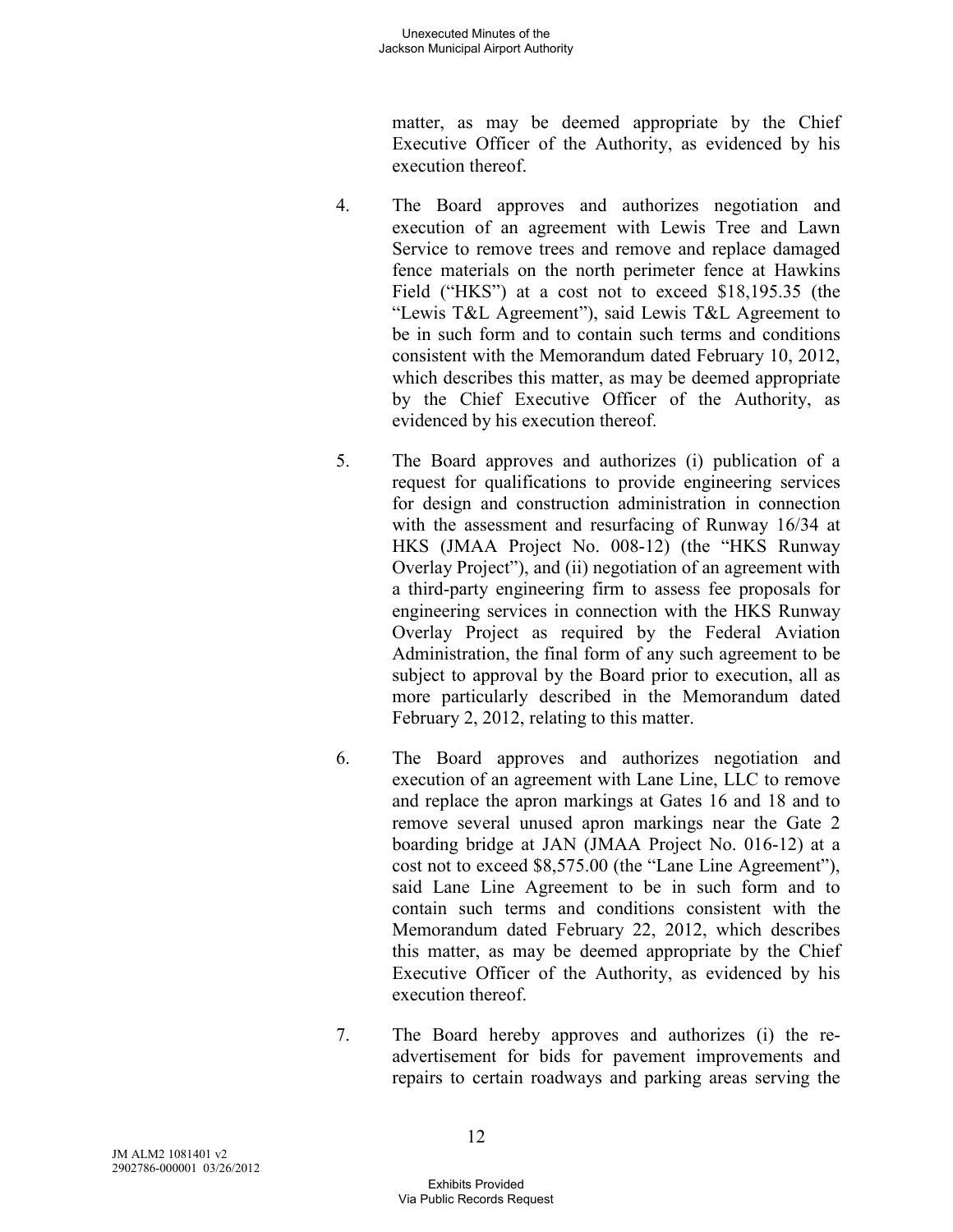matter, as may be deemed appropriate by the Chief Executive Officer of the Authority, as evidenced by his execution thereof.

4. The Board approves and authorizes negotiation and execution of an agreement with Lewis Tree and Lawn Service to remove trees and remove and replace damaged fence materials on the north perimeter fence at Hawkins Field ("HKS") at a cost not to exceed $18,195.35 (the "Lewis T&L Agreement"), said Lewis T&L Agreement to be in such form and to contain such terms and conditions consistent with the Memorandum dated February 10, 2012, which describes this matter, as may be deemed appropriate by the Chief Executive Officer of the Authority, as evidenced by his execution thereof.

5. The Board approves and authorizes (i) publication of a request for qualifications to provide engineering services for design and construction administration in connection with the assessment and resurfacing of Runway 16/34 at HKS (JMAA Project No. 008-12) (the "HKS Runway Overlay Project"), and (ii) negotiation of an agreement with a third-party engineering firm to assess fee proposals for engineering services in connection with the HKS Runway Overlay Project as required by the Federal Aviation Administration, the final form of any such agreement to be subject to approval by the Board prior to execution, all as more particularly described in the Memorandum dated February 2, 2012, relating to this matter.

6. The Board approves and authorizes negotiation and execution of an agreement with Lane Line, LLC to remove and replace the apron markings at Gates 16 and 18 and to remove several unused apron markings near the Gate 2 boarding bridge at JAN (JMAA Project No. 016-12) at a cost not to exceed $8,575.00 (the "Lane Line Agreement"), said Lane Line Agreement to be in such form and to contain such terms and conditions consistent with the Memorandum dated February 22, 2012, which describes this matter, as may be deemed appropriate by the Chief Executive Officer of the Authority, as evidenced by his execution thereof.

7. The Board hereby approves and authorizes (i) the re-advertisement for bids for pavement improvements and repairs to certain roadways and parking areas serving the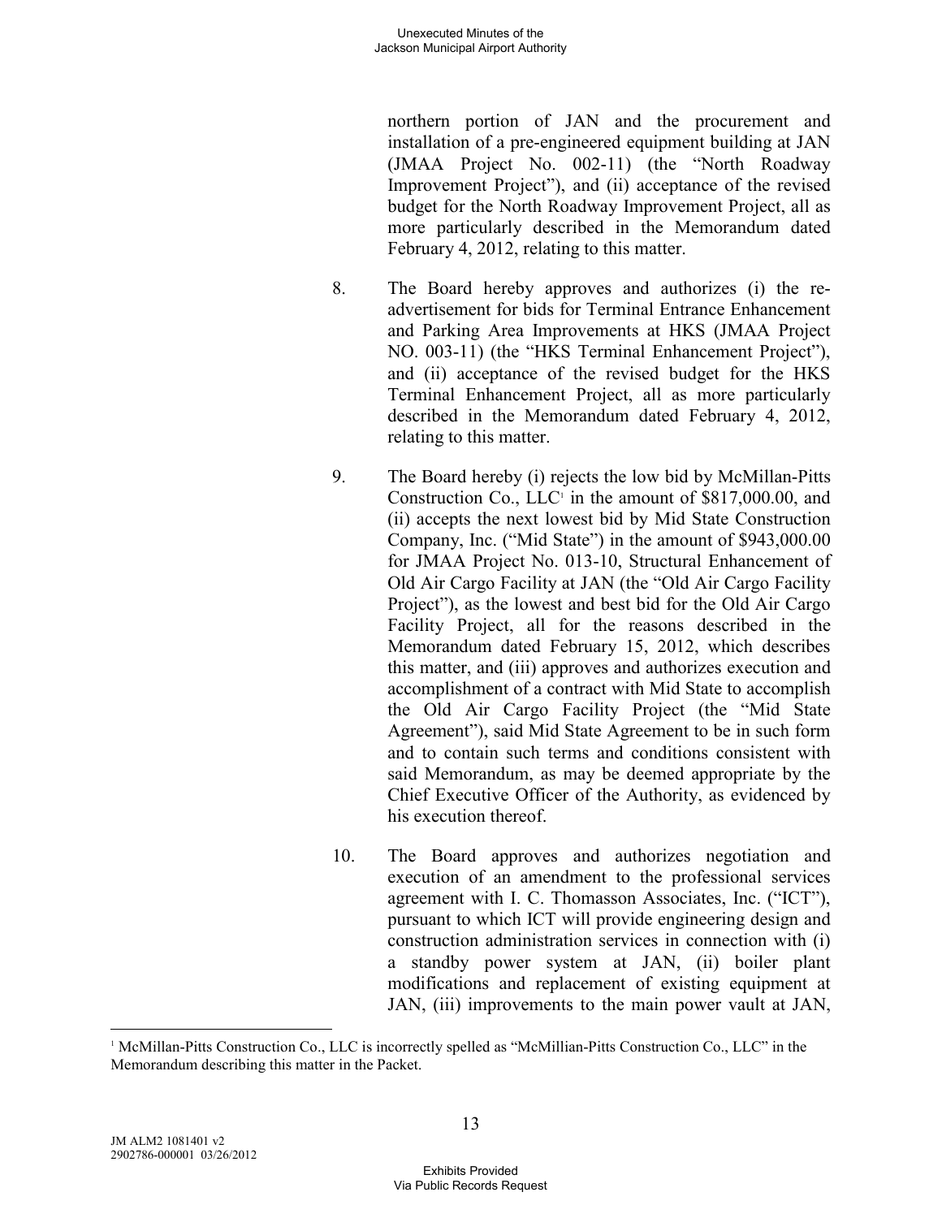northern portion of JAN and the procurement and installation of a pre-engineered equipment building at JAN (JMAA Project No. 002-11) (the "North Roadway Improvement Project"), and (ii) acceptance of the revised budget for the North Roadway Improvement Project, all as more particularly described in the Memorandum dated February 4, 2012, relating to this matter.

8. The Board hereby approves and authorizes (i) the re-advertisement for bids for Terminal Entrance Enhancement and Parking Area Improvements at HKS (JMAA Project NO. 003-11) (the "HKS Terminal Enhancement Project"), and (ii) acceptance of the revised budget for the HKS Terminal Enhancement Project, all as more particularly described in the Memorandum dated February 4, 2012, relating to this matter.

9. The Board hereby (i) rejects the low bid by McMillan-Pitts Construction Co., LLC[1] in the amount of $817,000.00, and (ii) accepts the next lowest bid by Mid State Construction Company, Inc. ("Mid State") in the amount of $943,000.00 for JMAA Project No. 013-10, Structural Enhancement of Old Air Cargo Facility at JAN (the "Old Air Cargo Facility Project"), as the lowest and best bid for the Old Air Cargo Facility Project, all for the reasons described in the Memorandum dated February 15, 2012, which describes this matter, and (iii) approves and authorizes execution and accomplishment of a contract with Mid State to accomplish the Old Air Cargo Facility Project (the "Mid State Agreement"), said Mid State Agreement to be in such form and to contain such terms and conditions consistent with said Memorandum, as may be deemed appropriate by the Chief Executive Officer of the Authority, as evidenced by his execution thereof.

10. The Board approves and authorizes negotiation and execution of an amendment to the professional services agreement with I. C. Thomasson Associates, Inc. ("ICT"), pursuant to which ICT will provide engineering design and construction administration services in connection with (i) a standby power system at JAN, (ii) boiler plant modifications and replacement of existing equipment at JAN, (iii) improvements to the main power vault at JAN,

[1] McMillan-Pitts Construction Co., LLC is incorrectly spelled as "McMillian-Pitts Construction Co., LLC" in the Memorandum describing this matter in the Packet.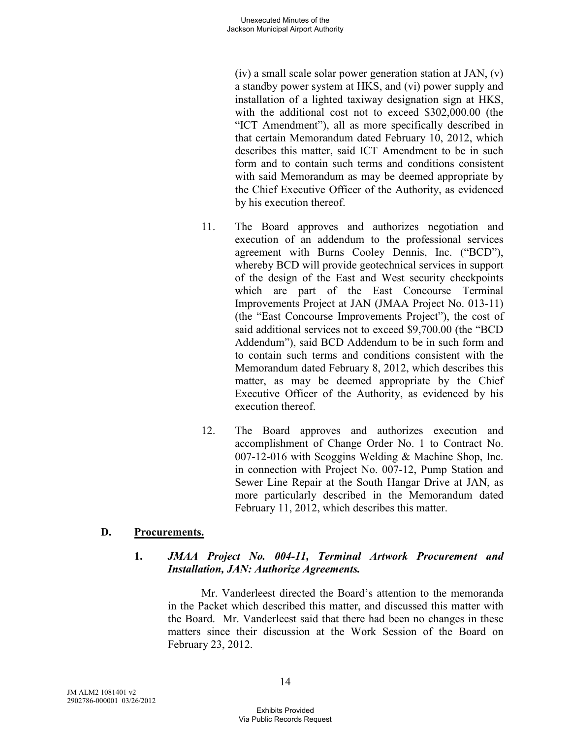(iv) a small scale solar power generation station at JAN, (v) a standby power system at HKS, and (vi) power supply and installation of a lighted taxiway designation sign at HKS, with the additional cost not to exceed $302,000.00 (the "ICT Amendment"), all as more specifically described in that certain Memorandum dated February 10, 2012, which describes this matter, said ICT Amendment to be in such form and to contain such terms and conditions consistent with said Memorandum as may be deemed appropriate by the Chief Executive Officer of the Authority, as evidenced by his execution thereof.

11. The Board approves and authorizes negotiation and execution of an addendum to the professional services agreement with Burns Cooley Dennis, Inc. ("BCD"), whereby BCD will provide geotechnical services in support of the design of the East and West security checkpoints which are part of the East Concourse Terminal Improvements Project at JAN (JMAA Project No. 013-11) (the "East Concourse Improvements Project"), the cost of said additional services not to exceed $9,700.00 (the "BCD Addendum"), said BCD Addendum to be in such form and to contain such terms and conditions consistent with the Memorandum dated February 8, 2012, which describes this matter, as may be deemed appropriate by the Chief Executive Officer of the Authority, as evidenced by his execution thereof.

12. The Board approves and authorizes execution and accomplishment of Change Order No. 1 to Contract No. 007-12-016 with Scoggins Welding & Machine Shop, Inc. in connection with Project No. 007-12, Pump Station and Sewer Line Repair at the South Hangar Drive at JAN, as more particularly described in the Memorandum dated February 11, 2012, which describes this matter.

## D. Procurements.

### 1. *JMAA Project No. 004-11, Terminal Artwork Procurement and Installation, JAN: Authorize Agreements.*

Mr. Vanderleest directed the Board's attention to the memoranda in the Packet which described this matter, and discussed this matter with the Board. Mr. Vanderleest said that there had been no changes in these matters since their discussion at the Work Session of the Board on February 23, 2012.

JM ALM2 1081401 v2
2902786-000001 03/26/2012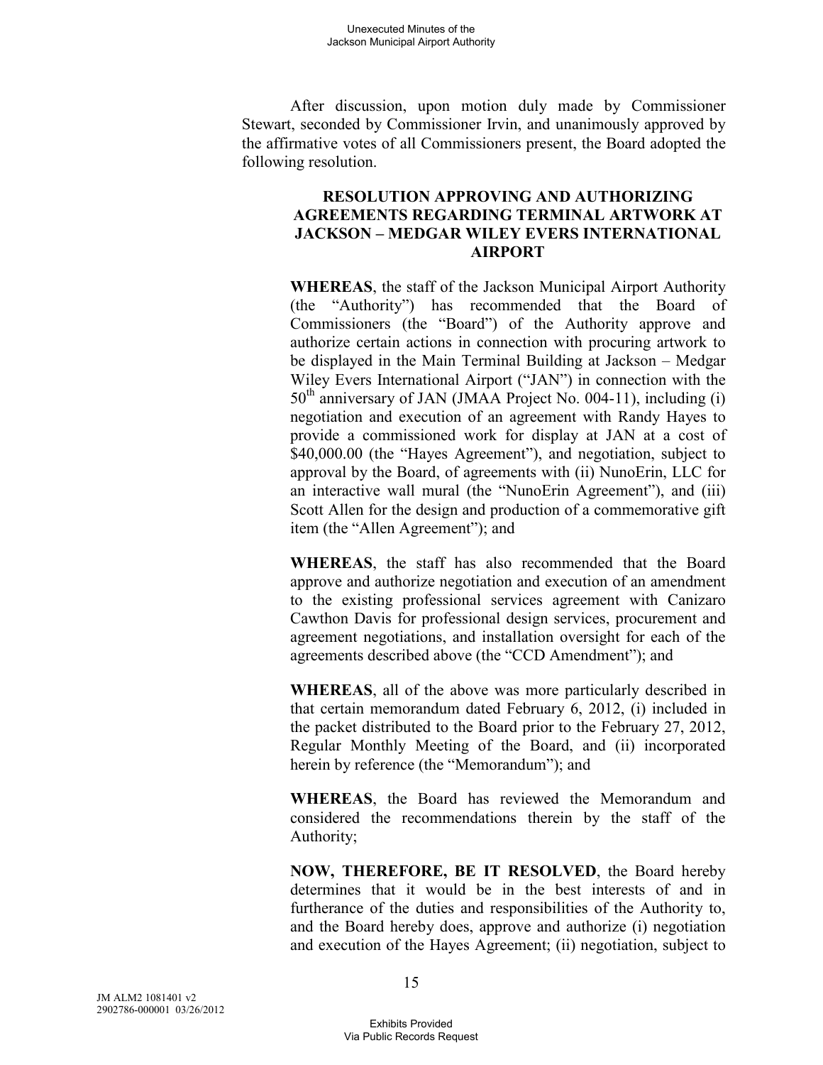After discussion, upon motion duly made by Commissioner Stewart, seconded by Commissioner Irvin, and unanimously approved by the affirmative votes of all Commissioners present, the Board adopted the following resolution.

**RESOLUTION APPROVING AND AUTHORIZING AGREEMENTS REGARDING TERMINAL ARTWORK AT JACKSON – MEDGAR WILEY EVERS INTERNATIONAL AIRPORT**

**WHEREAS**, the staff of the Jackson Municipal Airport Authority (the "Authority") has recommended that the Board of Commissioners (the "Board") of the Authority approve and authorize certain actions in connection with procuring artwork to be displayed in the Main Terminal Building at Jackson – Medgar Wiley Evers International Airport ("JAN") in connection with the 50th anniversary of JAN (JMAA Project No. 004-11), including (i) negotiation and execution of an agreement with Randy Hayes to provide a commissioned work for display at JAN at a cost of $40,000.00 (the "Hayes Agreement"), and negotiation, subject to approval by the Board, of agreements with (ii) NunoErin, LLC for an interactive wall mural (the "NunoErin Agreement"), and (iii) Scott Allen for the design and production of a commemorative gift item (the "Allen Agreement"); and

**WHEREAS**, the staff has also recommended that the Board approve and authorize negotiation and execution of an amendment to the existing professional services agreement with Canizaro Cawthon Davis for professional design services, procurement and agreement negotiations, and installation oversight for each of the agreements described above (the "CCD Amendment"); and

**WHEREAS**, all of the above was more particularly described in that certain memorandum dated February 6, 2012, (i) included in the packet distributed to the Board prior to the February 27, 2012, Regular Monthly Meeting of the Board, and (ii) incorporated herein by reference (the "Memorandum"); and

**WHEREAS**, the Board has reviewed the Memorandum and considered the recommendations therein by the staff of the Authority;

**NOW, THEREFORE, BE IT RESOLVED**, the Board hereby determines that it would be in the best interests of and in furtherance of the duties and responsibilities of the Authority to, and the Board hereby does, approve and authorize (i) negotiation and execution of the Hayes Agreement; (ii) negotiation, subject to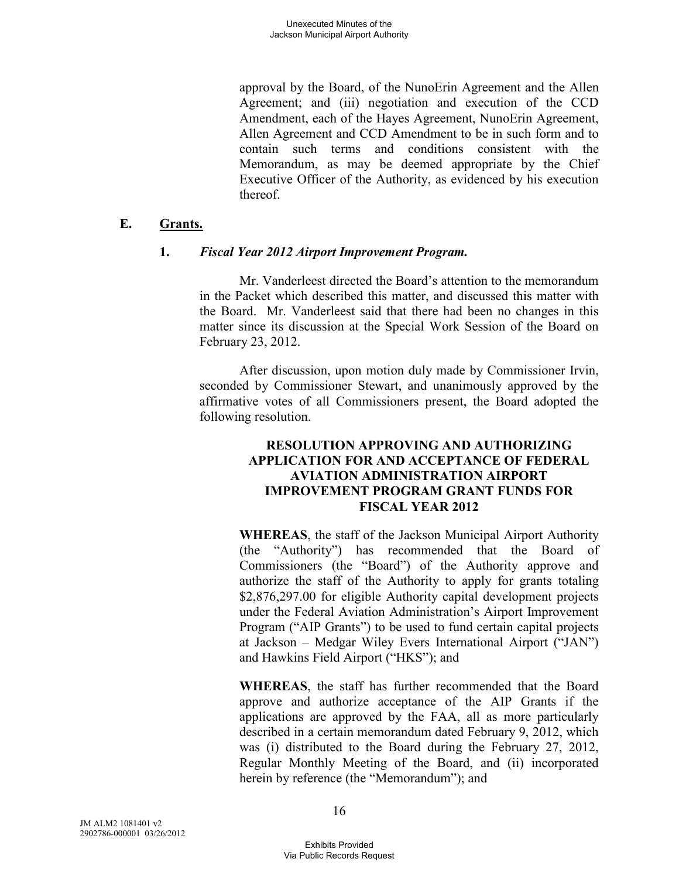approval by the Board, of the NunoErin Agreement and the Allen Agreement; and (iii) negotiation and execution of the CCD Amendment, each of the Hayes Agreement, NunoErin Agreement, Allen Agreement and CCD Amendment to be in such form and to contain such terms and conditions consistent with the Memorandum, as may be deemed appropriate by the Chief Executive Officer of the Authority, as evidenced by his execution thereof.

## E. Grants.

### 1. *Fiscal Year 2012 Airport Improvement Program.*

Mr. Vanderleest directed the Board's attention to the memorandum in the Packet which described this matter, and discussed this matter with the Board. Mr. Vanderleest said that there had been no changes in this matter since its discussion at the Special Work Session of the Board on February 23, 2012.

After discussion, upon motion duly made by Commissioner Irvin, seconded by Commissioner Stewart, and unanimously approved by the affirmative votes of all Commissioners present, the Board adopted the following resolution.

**RESOLUTION APPROVING AND AUTHORIZING APPLICATION FOR AND ACCEPTANCE OF FEDERAL AVIATION ADMINISTRATION AIRPORT IMPROVEMENT PROGRAM GRANT FUNDS FOR FISCAL YEAR 2012**

**WHEREAS**, the staff of the Jackson Municipal Airport Authority (the "Authority") has recommended that the Board of Commissioners (the "Board") of the Authority approve and authorize the staff of the Authority to apply for grants totaling $2,876,297.00 for eligible Authority capital development projects under the Federal Aviation Administration's Airport Improvement Program ("AIP Grants") to be used to fund certain capital projects at Jackson – Medgar Wiley Evers International Airport ("JAN") and Hawkins Field Airport ("HKS"); and

**WHEREAS**, the staff has further recommended that the Board approve and authorize acceptance of the AIP Grants if the applications are approved by the FAA, all as more particularly described in a certain memorandum dated February 9, 2012, which was (i) distributed to the Board during the February 27, 2012, Regular Monthly Meeting of the Board, and (ii) incorporated herein by reference (the "Memorandum"); and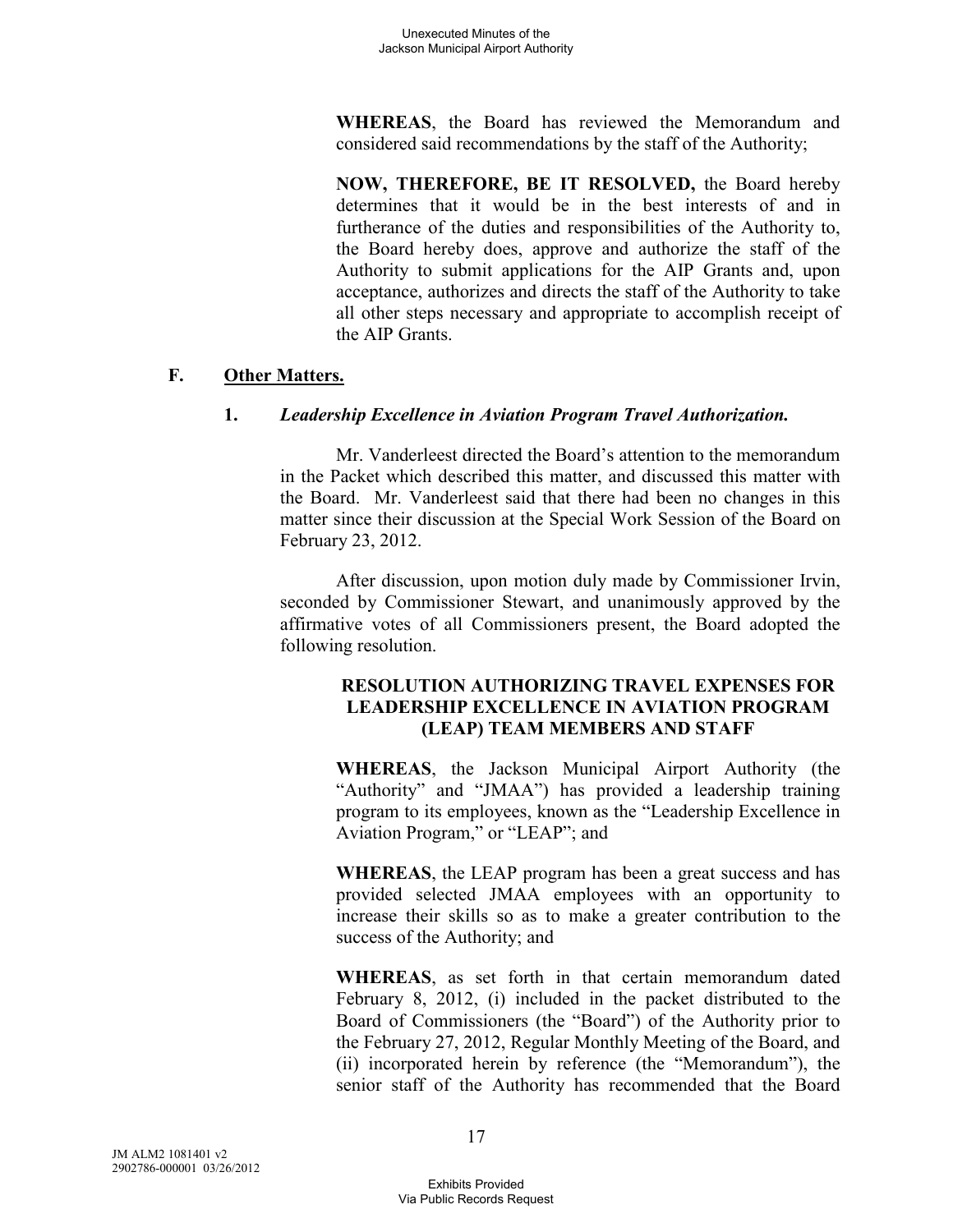**WHEREAS**, the Board has reviewed the Memorandum and considered said recommendations by the staff of the Authority;

**NOW, THEREFORE, BE IT RESOLVED,** the Board hereby determines that it would be in the best interests of and in furtherance of the duties and responsibilities of the Authority to, the Board hereby does, approve and authorize the staff of the Authority to submit applications for the AIP Grants and, upon acceptance, authorizes and directs the staff of the Authority to take all other steps necessary and appropriate to accomplish receipt of the AIP Grants.

## F. Other Matters.

### 1. *Leadership Excellence in Aviation Program Travel Authorization.*

Mr. Vanderleest directed the Board's attention to the memorandum in the Packet which described this matter, and discussed this matter with the Board. Mr. Vanderleest said that there had been no changes in this matter since their discussion at the Special Work Session of the Board on February 23, 2012.

After discussion, upon motion duly made by Commissioner Irvin, seconded by Commissioner Stewart, and unanimously approved by the affirmative votes of all Commissioners present, the Board adopted the following resolution.

**RESOLUTION AUTHORIZING TRAVEL EXPENSES FOR LEADERSHIP EXCELLENCE IN AVIATION PROGRAM (LEAP) TEAM MEMBERS AND STAFF**

**WHEREAS**, the Jackson Municipal Airport Authority (the "Authority" and "JMAA") has provided a leadership training program to its employees, known as the "Leadership Excellence in Aviation Program," or "LEAP"; and

**WHEREAS**, the LEAP program has been a great success and has provided selected JMAA employees with an opportunity to increase their skills so as to make a greater contribution to the success of the Authority; and

**WHEREAS**, as set forth in that certain memorandum dated February 8, 2012, (i) included in the packet distributed to the Board of Commissioners (the "Board") of the Authority prior to the February 27, 2012, Regular Monthly Meeting of the Board, and (ii) incorporated herein by reference (the "Memorandum"), the senior staff of the Authority has recommended that the Board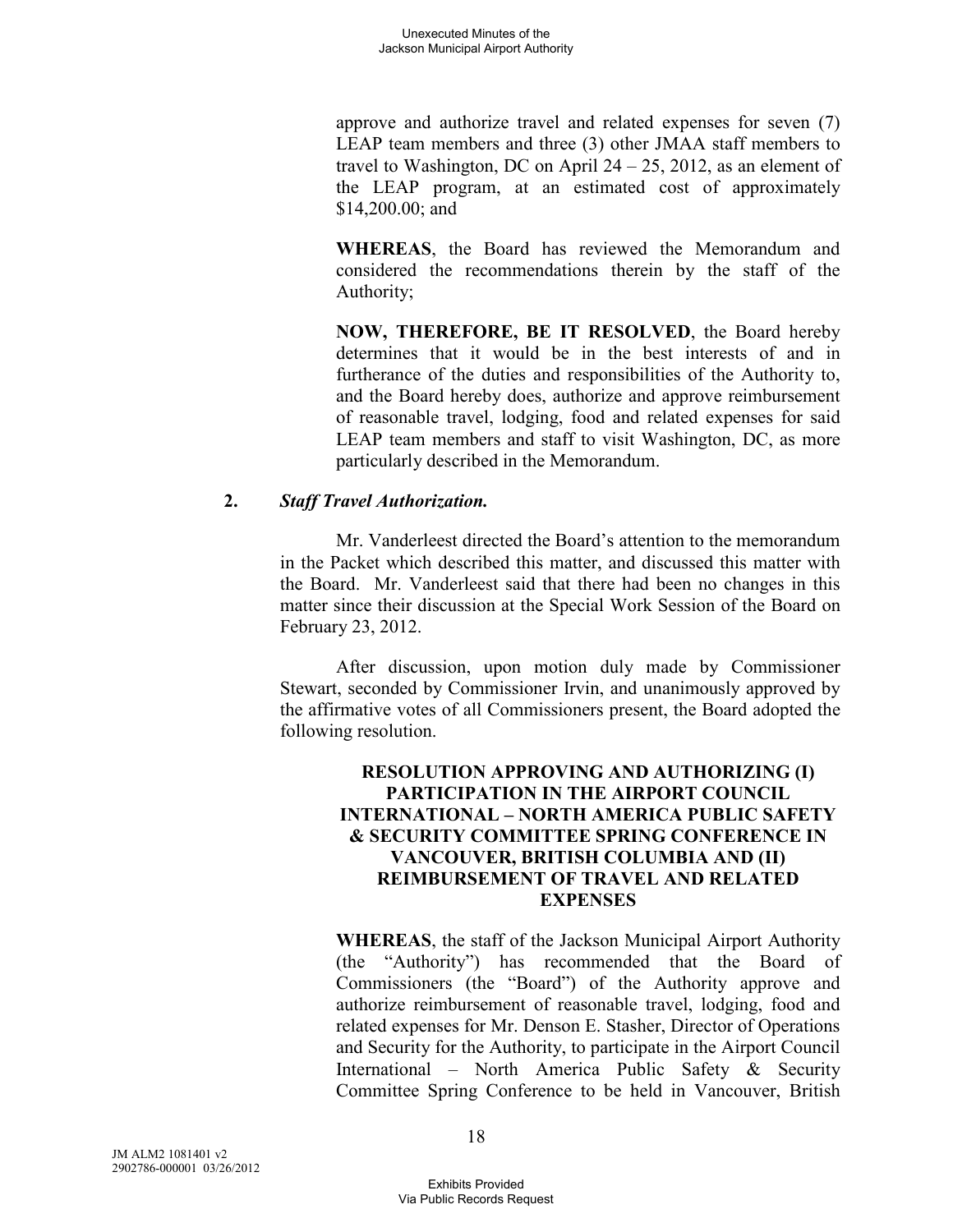approve and authorize travel and related expenses for seven (7) LEAP team members and three (3) other JMAA staff members to travel to Washington, DC on April 24 – 25, 2012, as an element of the LEAP program, at an estimated cost of approximately $14,200.00; and

**WHEREAS**, the Board has reviewed the Memorandum and considered the recommendations therein by the staff of the Authority;

**NOW, THEREFORE, BE IT RESOLVED**, the Board hereby determines that it would be in the best interests of and in furtherance of the duties and responsibilities of the Authority to, and the Board hereby does, authorize and approve reimbursement of reasonable travel, lodging, food and related expenses for said LEAP team members and staff to visit Washington, DC, as more particularly described in the Memorandum.

**2. *Staff Travel Authorization.***

Mr. Vanderleest directed the Board's attention to the memorandum in the Packet which described this matter, and discussed this matter with the Board. Mr. Vanderleest said that there had been no changes in this matter since their discussion at the Special Work Session of the Board on February 23, 2012.

After discussion, upon motion duly made by Commissioner Stewart, seconded by Commissioner Irvin, and unanimously approved by the affirmative votes of all Commissioners present, the Board adopted the following resolution.

**RESOLUTION APPROVING AND AUTHORIZING (I) PARTICIPATION IN THE AIRPORT COUNCIL INTERNATIONAL – NORTH AMERICA PUBLIC SAFETY & SECURITY COMMITTEE SPRING CONFERENCE IN VANCOUVER, BRITISH COLUMBIA AND (II) REIMBURSEMENT OF TRAVEL AND RELATED EXPENSES**

**WHEREAS**, the staff of the Jackson Municipal Airport Authority (the "Authority") has recommended that the Board of Commissioners (the "Board") of the Authority approve and authorize reimbursement of reasonable travel, lodging, food and related expenses for Mr. Denson E. Stasher, Director of Operations and Security for the Authority, to participate in the Airport Council International – North America Public Safety & Security Committee Spring Conference to be held in Vancouver, British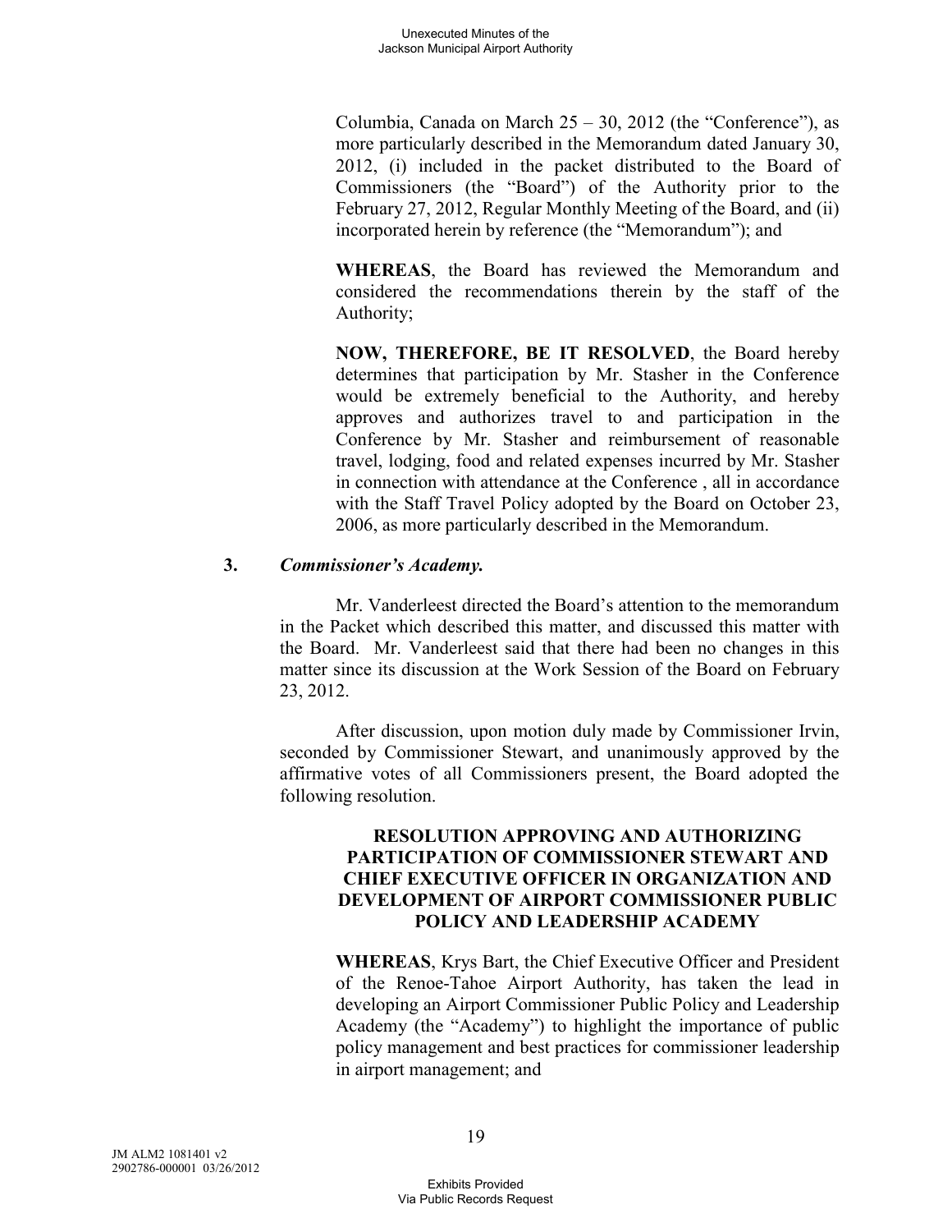Columbia, Canada on March 25 – 30, 2012 (the "Conference"), as more particularly described in the Memorandum dated January 30, 2012, (i) included in the packet distributed to the Board of Commissioners (the "Board") of the Authority prior to the February 27, 2012, Regular Monthly Meeting of the Board, and (ii) incorporated herein by reference (the "Memorandum"); and

**WHEREAS**, the Board has reviewed the Memorandum and considered the recommendations therein by the staff of the Authority;

**NOW, THEREFORE, BE IT RESOLVED**, the Board hereby determines that participation by Mr. Stasher in the Conference would be extremely beneficial to the Authority, and hereby approves and authorizes travel to and participation in the Conference by Mr. Stasher and reimbursement of reasonable travel, lodging, food and related expenses incurred by Mr. Stasher in connection with attendance at the Conference , all in accordance with the Staff Travel Policy adopted by the Board on October 23, 2006, as more particularly described in the Memorandum.

**3.** ***Commissioner's Academy.***

Mr. Vanderleest directed the Board's attention to the memorandum in the Packet which described this matter, and discussed this matter with the Board. Mr. Vanderleest said that there had been no changes in this matter since its discussion at the Work Session of the Board on February 23, 2012.

After discussion, upon motion duly made by Commissioner Irvin, seconded by Commissioner Stewart, and unanimously approved by the affirmative votes of all Commissioners present, the Board adopted the following resolution.

**RESOLUTION APPROVING AND AUTHORIZING PARTICIPATION OF COMMISSIONER STEWART AND CHIEF EXECUTIVE OFFICER IN ORGANIZATION AND DEVELOPMENT OF AIRPORT COMMISSIONER PUBLIC POLICY AND LEADERSHIP ACADEMY**

**WHEREAS**, Krys Bart, the Chief Executive Officer and President of the Renoe-Tahoe Airport Authority, has taken the lead in developing an Airport Commissioner Public Policy and Leadership Academy (the "Academy") to highlight the importance of public policy management and best practices for commissioner leadership in airport management; and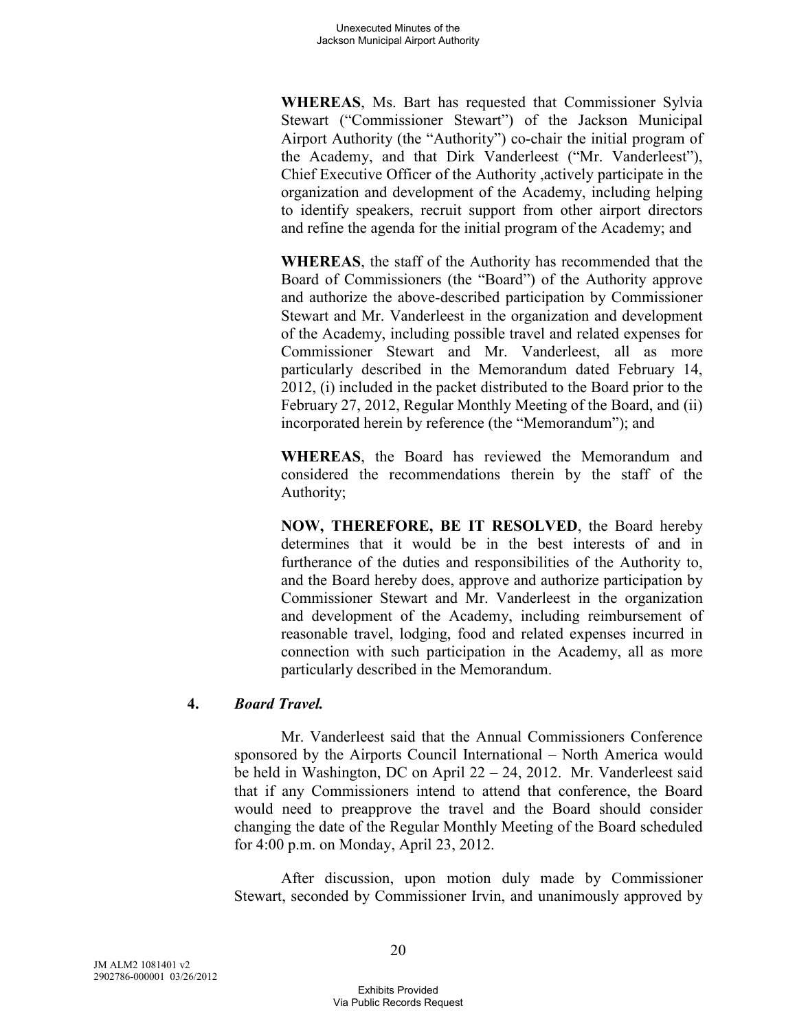**WHEREAS**, Ms. Bart has requested that Commissioner Sylvia Stewart ("Commissioner Stewart") of the Jackson Municipal Airport Authority (the "Authority") co-chair the initial program of the Academy, and that Dirk Vanderleest ("Mr. Vanderleest"), Chief Executive Officer of the Authority ,actively participate in the organization and development of the Academy, including helping to identify speakers, recruit support from other airport directors and refine the agenda for the initial program of the Academy; and

**WHEREAS**, the staff of the Authority has recommended that the Board of Commissioners (the "Board") of the Authority approve and authorize the above-described participation by Commissioner Stewart and Mr. Vanderleest in the organization and development of the Academy, including possible travel and related expenses for Commissioner Stewart and Mr. Vanderleest, all as more particularly described in the Memorandum dated February 14, 2012, (i) included in the packet distributed to the Board prior to the February 27, 2012, Regular Monthly Meeting of the Board, and (ii) incorporated herein by reference (the "Memorandum"); and

**WHEREAS**, the Board has reviewed the Memorandum and considered the recommendations therein by the staff of the Authority;

**NOW, THEREFORE, BE IT RESOLVED**, the Board hereby determines that it would be in the best interests of and in furtherance of the duties and responsibilities of the Authority to, and the Board hereby does, approve and authorize participation by Commissioner Stewart and Mr. Vanderleest in the organization and development of the Academy, including reimbursement of reasonable travel, lodging, food and related expenses incurred in connection with such participation in the Academy, all as more particularly described in the Memorandum.

**4.** ***Board Travel.***

Mr. Vanderleest said that the Annual Commissioners Conference sponsored by the Airports Council International – North America would be held in Washington, DC on April 22 – 24, 2012. Mr. Vanderleest said that if any Commissioners intend to attend that conference, the Board would need to preapprove the travel and the Board should consider changing the date of the Regular Monthly Meeting of the Board scheduled for 4:00 p.m. on Monday, April 23, 2012.

After discussion, upon motion duly made by Commissioner Stewart, seconded by Commissioner Irvin, and unanimously approved by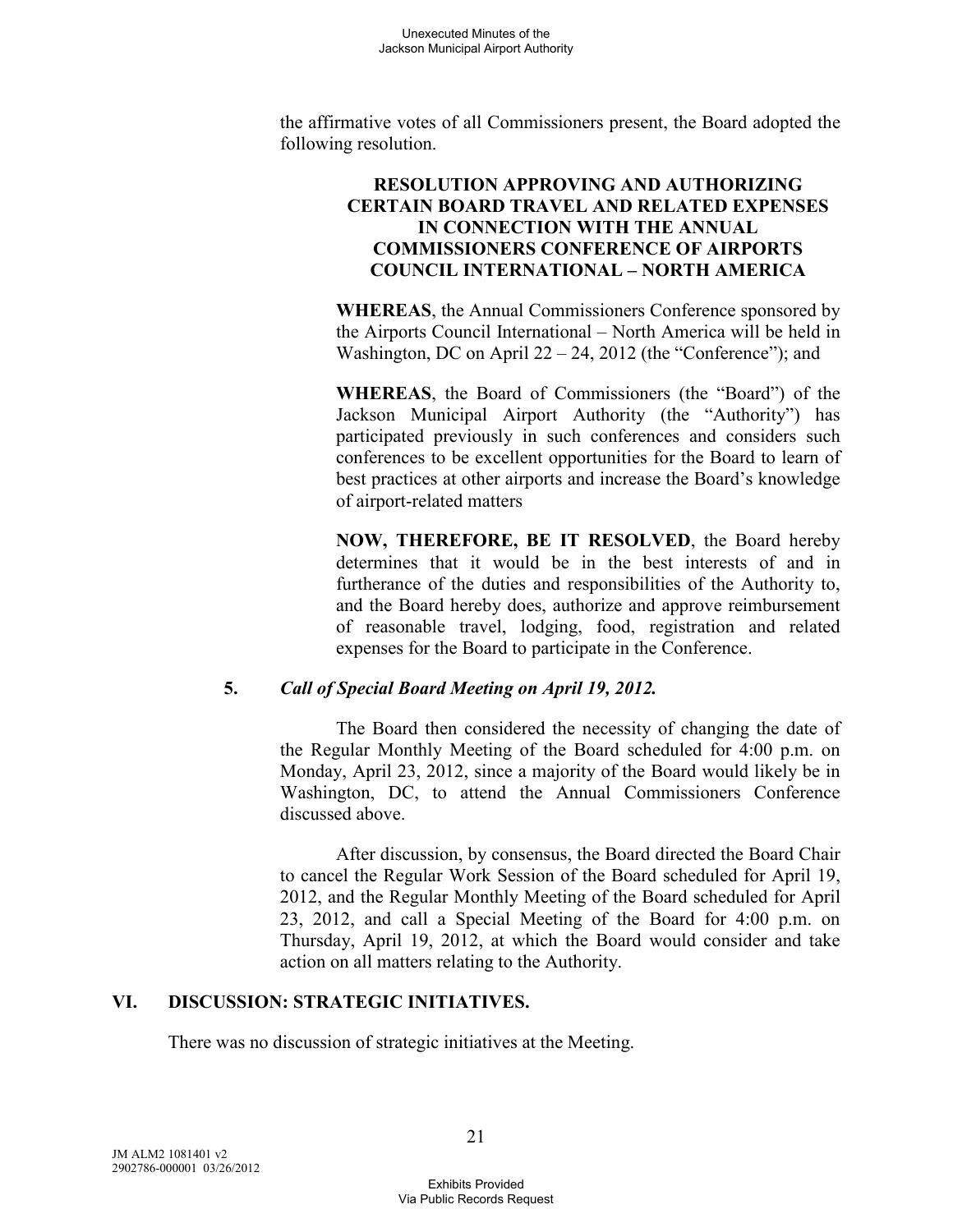the affirmative votes of all Commissioners present, the Board adopted the following resolution.

**RESOLUTION APPROVING AND AUTHORIZING CERTAIN BOARD TRAVEL AND RELATED EXPENSES IN CONNECTION WITH THE ANNUAL COMMISSIONERS CONFERENCE OF AIRPORTS COUNCIL INTERNATIONAL – NORTH AMERICA**

**WHEREAS**, the Annual Commissioners Conference sponsored by the Airports Council International – North America will be held in Washington, DC on April 22 – 24, 2012 (the "Conference"); and

**WHEREAS**, the Board of Commissioners (the "Board") of the Jackson Municipal Airport Authority (the "Authority") has participated previously in such conferences and considers such conferences to be excellent opportunities for the Board to learn of best practices at other airports and increase the Board's knowledge of airport-related matters

**NOW, THEREFORE, BE IT RESOLVED**, the Board hereby determines that it would be in the best interests of and in furtherance of the duties and responsibilities of the Authority to, and the Board hereby does, authorize and approve reimbursement of reasonable travel, lodging, food, registration and related expenses for the Board to participate in the Conference.

**5.** ***Call of Special Board Meeting on April 19, 2012.***

The Board then considered the necessity of changing the date of the Regular Monthly Meeting of the Board scheduled for 4:00 p.m. on Monday, April 23, 2012, since a majority of the Board would likely be in Washington, DC, to attend the Annual Commissioners Conference discussed above.

After discussion, by consensus, the Board directed the Board Chair to cancel the Regular Work Session of the Board scheduled for April 19, 2012, and the Regular Monthly Meeting of the Board scheduled for April 23, 2012, and call a Special Meeting of the Board for 4:00 p.m. on Thursday, April 19, 2012, at which the Board would consider and take action on all matters relating to the Authority.

## VI. DISCUSSION: STRATEGIC INITIATIVES.

There was no discussion of strategic initiatives at the Meeting.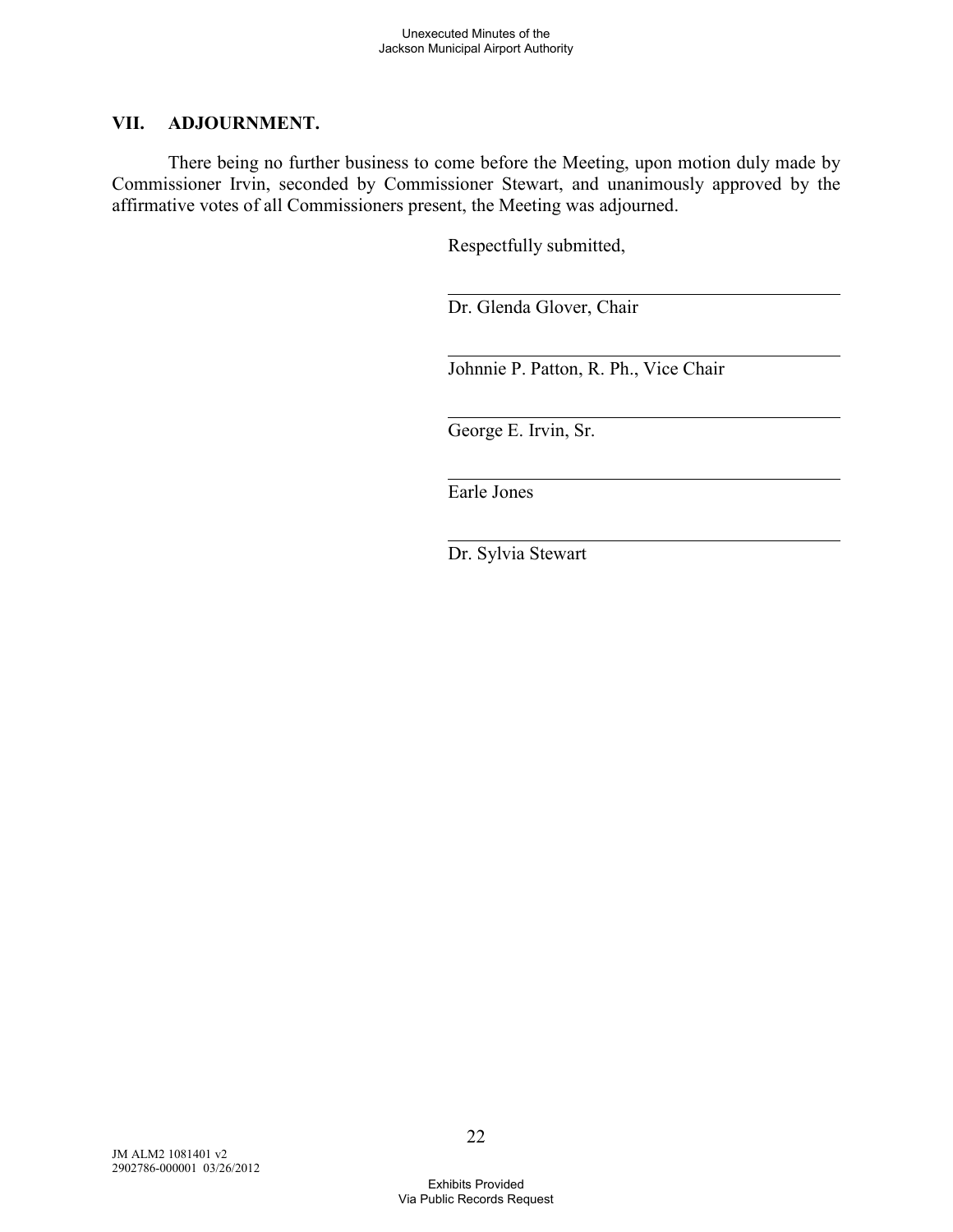## VII. ADJOURNMENT.

There being no further business to come before the Meeting, upon motion duly made by Commissioner Irvin, seconded by Commissioner Stewart, and unanimously approved by the affirmative votes of all Commissioners present, the Meeting was adjourned.

Respectfully submitted,

\_\_\_\_\_\_\_\_\_\_\_\_\_\_\_\_\_\_\_\_\_\_\_\_\_\_\_\_\_\_\_\_\_\_\_\_\_\_\_\_
Dr. Glenda Glover, Chair

\_\_\_\_\_\_\_\_\_\_\_\_\_\_\_\_\_\_\_\_\_\_\_\_\_\_\_\_\_\_\_\_\_\_\_\_\_\_\_\_
Johnnie P. Patton, R. Ph., Vice Chair

\_\_\_\_\_\_\_\_\_\_\_\_\_\_\_\_\_\_\_\_\_\_\_\_\_\_\_\_\_\_\_\_\_\_\_\_\_\_\_\_
George E. Irvin, Sr.

\_\_\_\_\_\_\_\_\_\_\_\_\_\_\_\_\_\_\_\_\_\_\_\_\_\_\_\_\_\_\_\_\_\_\_\_\_\_\_\_
Earle Jones

\_\_\_\_\_\_\_\_\_\_\_\_\_\_\_\_\_\_\_\_\_\_\_\_\_\_\_\_\_\_\_\_\_\_\_\_\_\_\_\_
Dr. Sylvia Stewart

JM ALM2 1081401 v2
2902786-000001 03/26/2012